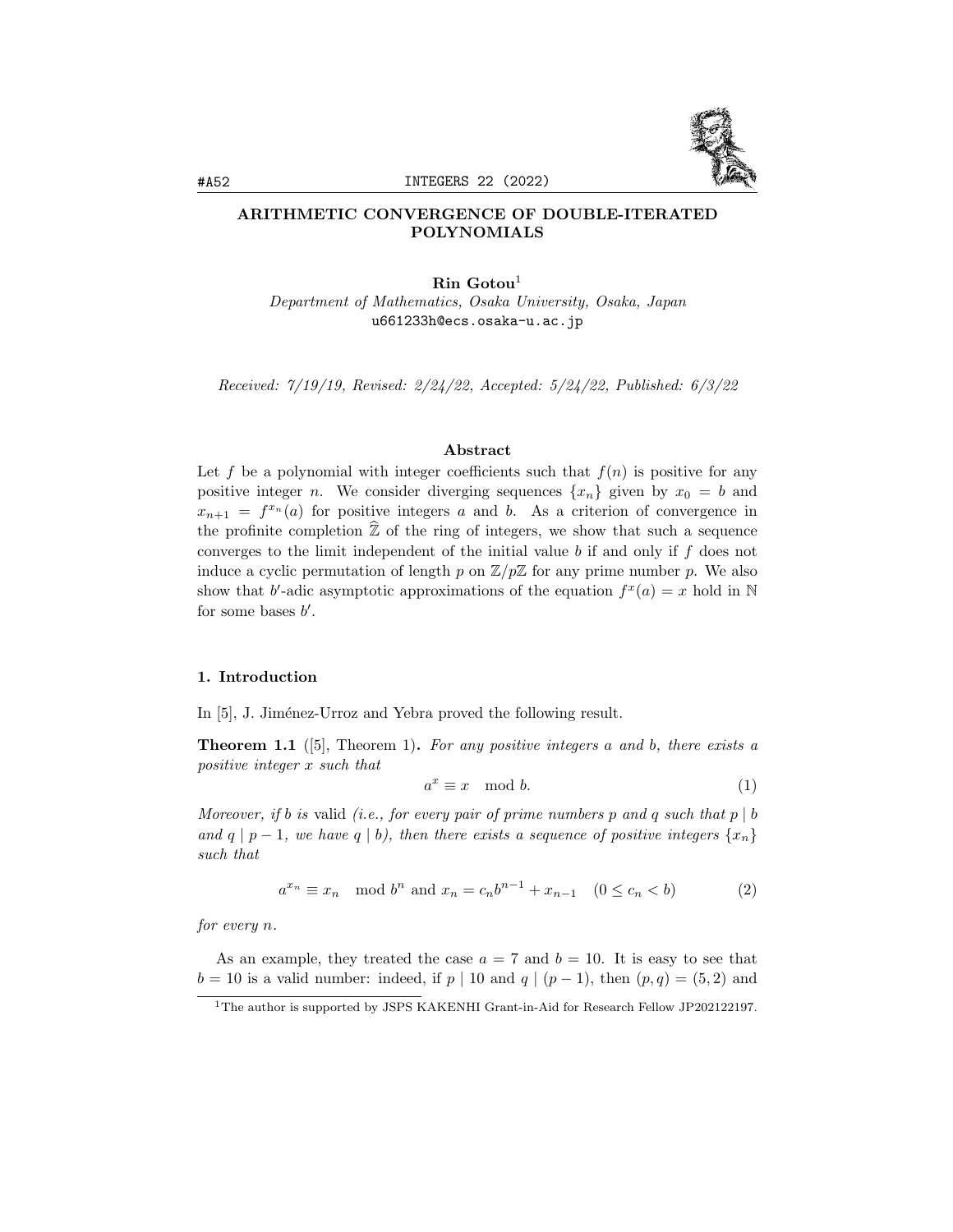# ARITHMETIC CONVERGENCE OF DOUBLE-ITERATED POLYNOMIALS

**Rin Gotou**[1]

*Department of Mathematics, Osaka University, Osaka, Japan*
u661233h@ecs.osaka-u.ac.jp

*Received: 7/19/19, Revised: 2/24/22, Accepted: 5/24/22, Published: 6/3/22*

### Abstract

Let $f$ be a polynomial with integer coefficients such that $f(n)$ is positive for any positive integer $n$. We consider diverging sequences $\{x_n\}$ given by $x_0 = b$ and $x_{n+1} = f^{x_n}(a)$ for positive integers $a$ and $b$. As a criterion of convergence in the profinite completion $\widehat{\mathbb{Z}}$ of the ring of integers, we show that such a sequence converges to the limit independent of the initial value $b$ if and only if $f$ does not induce a cyclic permutation of length $p$ on $\mathbb{Z}/p\mathbb{Z}$ for any prime number $p$. We also show that $b'$-adic asymptotic approximations of the equation $f^x(a) = x$ hold in $\mathbb{N}$ for some bases $b'$.

## 1. Introduction

In [5], J. Jiménez-Urroz and Yebra proved the following result.

**Theorem 1.1** ([5], Theorem 1)**.** *For any positive integers $a$ and $b$, there exists a positive integer $x$ such that*

$$a^x \equiv x \mod b. \tag{1}$$

*Moreover, if $b$ is* valid *(i.e., for every pair of prime numbers $p$ and $q$ such that $p \mid b$ and $q \mid p-1$, we have $q \mid b$), then there exists a sequence of positive integers $\{x_n\}$ such that*

$$a^{x_n} \equiv x_n \mod b^n \text{ and } x_n = c_n b^{n-1} + x_{n-1} \quad (0 \le c_n < b) \tag{2}$$

*for every $n$.*

As an example, they treated the case $a = 7$ and $b = 10$. It is easy to see that $b = 10$ is a valid number: indeed, if $p \mid 10$ and $q \mid (p-1)$, then $(p, q) = (5, 2)$ and

[1] The author is supported by JSPS KAKENHI Grant-in-Aid for Research Fellow JP202122197.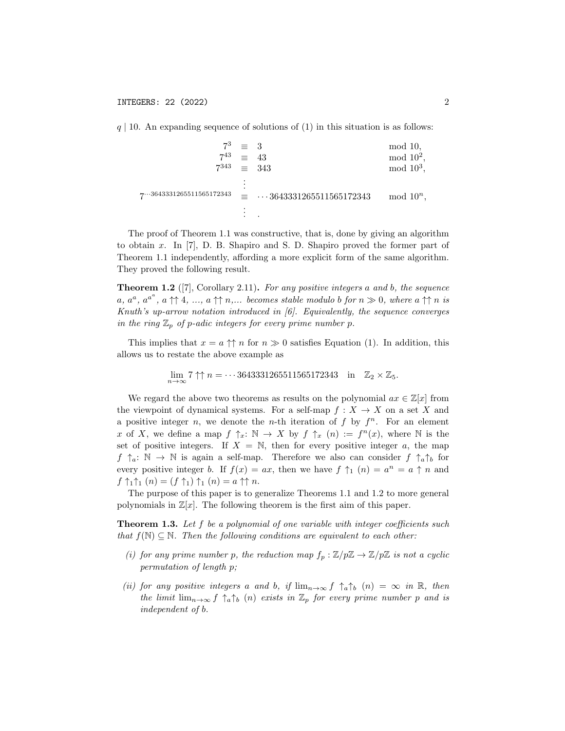$q \mid 10$. An expanding sequence of solutions of (1) in this situation is as follows:

$$
\begin{array}{rcll}
7^{3} & \equiv & 3 & \bmod 10, \\
7^{43} & \equiv & 43 & \bmod 10^2, \\
7^{343} & \equiv & 343 & \bmod 10^3, \\
& \vdots & & \\
7^{\cdots 3643331265511565172343} & \equiv & \cdots 3643331265511565172343 & \bmod 10^n, \\
& \vdots & . &
\end{array}
$$

The proof of Theorem 1.1 was constructive, that is, done by giving an algorithm to obtain $x$. In [7], D. B. Shapiro and S. D. Shapiro proved the former part of Theorem 1.1 independently, affording a more explicit form of the same algorithm. They proved the following result.

**Theorem 1.2** ([7], Corollary 2.11)**.** *For any positive integers $a$ and $b$, the sequence $a$, $a^a$, $a^{a^a}$, $a \uparrow\uparrow 4$, ..., $a \uparrow\uparrow n$,... becomes stable modulo $b$ for $n \gg 0$, where $a \uparrow\uparrow n$ is Knuth's up-arrow notation introduced in [6]. Equivalently, the sequence converges in the ring $\mathbb{Z}_p$ of $p$-adic integers for every prime number $p$.*

This implies that $x = a \uparrow\uparrow n$ for $n \gg 0$ satisfies Equation (1). In addition, this allows us to restate the above example as

$$
\lim_{n\to\infty} 7 \uparrow\uparrow n = \cdots 3643331265511565172343 \quad \text{in} \quad \mathbb{Z}_2 \times \mathbb{Z}_5.
$$

We regard the above two theorems as results on the polynomial $ax \in \mathbb{Z}[x]$ from the viewpoint of dynamical systems. For a self-map $f : X \to X$ on a set $X$ and a positive integer $n$, we denote the $n$-th iteration of $f$ by $f^n$. For an element $x$ of $X$, we define a map $f \uparrow_x : \mathbb{N} \to X$ by $f \uparrow_x (n) := f^n(x)$, where $\mathbb{N}$ is the set of positive integers. If $X = \mathbb{N}$, then for every positive integer $a$, the map $f \uparrow_a : \mathbb{N} \to \mathbb{N}$ is again a self-map. Therefore we also can consider $f \uparrow_a\uparrow_b$ for every positive integer $b$. If $f(x) = ax$, then we have $f \uparrow_1 (n) = a^n = a \uparrow n$ and $f \uparrow_1\uparrow_1 (n) = (f \uparrow_1) \uparrow_1 (n) = a \uparrow\uparrow n$.

The purpose of this paper is to generalize Theorems 1.1 and 1.2 to more general polynomials in $\mathbb{Z}[x]$. The following theorem is the first aim of this paper.

**Theorem 1.3.** *Let $f$ be a polynomial of one variable with integer coefficients such that $f(\mathbb{N}) \subseteq \mathbb{N}$. Then the following conditions are equivalent to each other:*

- *(i) for any prime number $p$, the reduction map $f_p : \mathbb{Z}/p\mathbb{Z} \to \mathbb{Z}/p\mathbb{Z}$ is not a cyclic permutation of length $p$;*
- *(ii) for any positive integers $a$ and $b$, if $\lim_{n\to\infty} f \uparrow_a\uparrow_b (n) = \infty$ in $\mathbb{R}$, then the limit $\lim_{n\to\infty} f \uparrow_a\uparrow_b (n)$ exists in $\mathbb{Z}_p$ for every prime number $p$ and is independent of $b$.*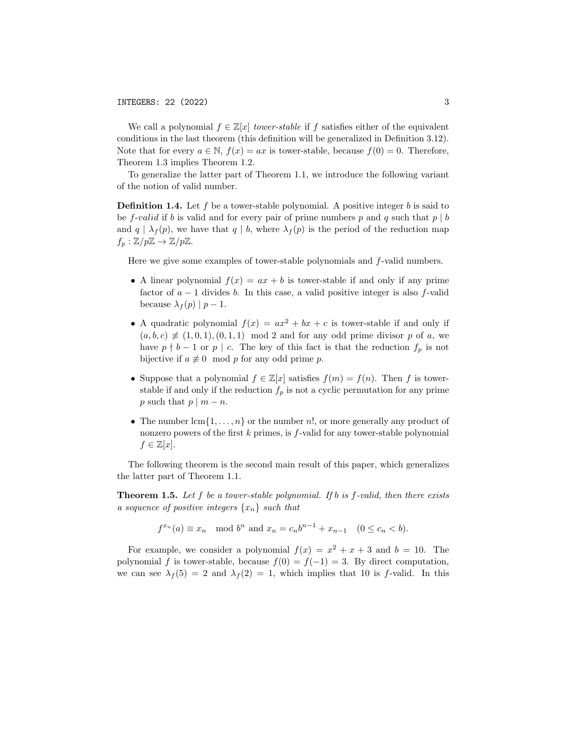We call a polynomial $f \in \mathbb{Z}[x]$ *tower-stable* if $f$ satisfies either of the equivalent conditions in the last theorem (this definition will be generalized in Definition 3.12). Note that for every $a \in \mathbb{N}$, $f(x) = ax$ is tower-stable, because $f(0) = 0$. Therefore, Theorem 1.3 implies Theorem 1.2.

To generalize the latter part of Theorem 1.1, we introduce the following variant of the notion of valid number.

**Definition 1.4.** Let $f$ be a tower-stable polynomial. A positive integer $b$ is said to be *$f$-valid* if $b$ is valid and for every pair of prime numbers $p$ and $q$ such that $p \mid b$ and $q \mid \lambda_f(p)$, we have that $q \mid b$, where $\lambda_f(p)$ is the period of the reduction map $f_p : \mathbb{Z}/p\mathbb{Z} \to \mathbb{Z}/p\mathbb{Z}$.

Here we give some examples of tower-stable polynomials and $f$-valid numbers.

- A linear polynomial $f(x) = ax + b$ is tower-stable if and only if any prime factor of $a - 1$ divides $b$. In this case, a valid positive integer is also $f$-valid because $\lambda_f(p) \mid p - 1$.
- A quadratic polynomial $f(x) = ax^2 + bx + c$ is tower-stable if and only if $(a, b, c) \not\equiv (1, 0, 1), (0, 1, 1) \mod 2$ and for any odd prime divisor $p$ of $a$, we have $p \nmid b - 1$ or $p \mid c$. The key of this fact is that the reduction $f_p$ is not bijective if $a \not\equiv 0 \mod p$ for any odd prime $p$.
- Suppose that a polynomial $f \in \mathbb{Z}[x]$ satisfies $f(m) = f(n)$. Then $f$ is tower-stable if and only if the reduction $f_p$ is not a cyclic permutation for any prime $p$ such that $p \mid m - n$.
- The number $\mathrm{lcm}\{1, \ldots, n\}$ or the number $n!$, or more generally any product of nonzero powers of the first $k$ primes, is $f$-valid for any tower-stable polynomial $f \in \mathbb{Z}[x]$.

The following theorem is the second main result of this paper, which generalizes the latter part of Theorem 1.1.

**Theorem 1.5.** *Let $f$ be a tower-stable polynomial. If $b$ is $f$-valid, then there exists a sequence of positive integers $\{x_n\}$ such that*

$$f^{x_n}(a) \equiv x_n \mod b^n \text{ and } x_n = c_n b^{n-1} + x_{n-1} \quad (0 \leq c_n < b).$$

For example, we consider a polynomial $f(x) = x^2 + x + 3$ and $b = 10$. The polynomial $f$ is tower-stable, because $f(0) = f(-1) = 3$. By direct computation, we can see $\lambda_f(5) = 2$ and $\lambda_f(2) = 1$, which implies that 10 is $f$-valid. In this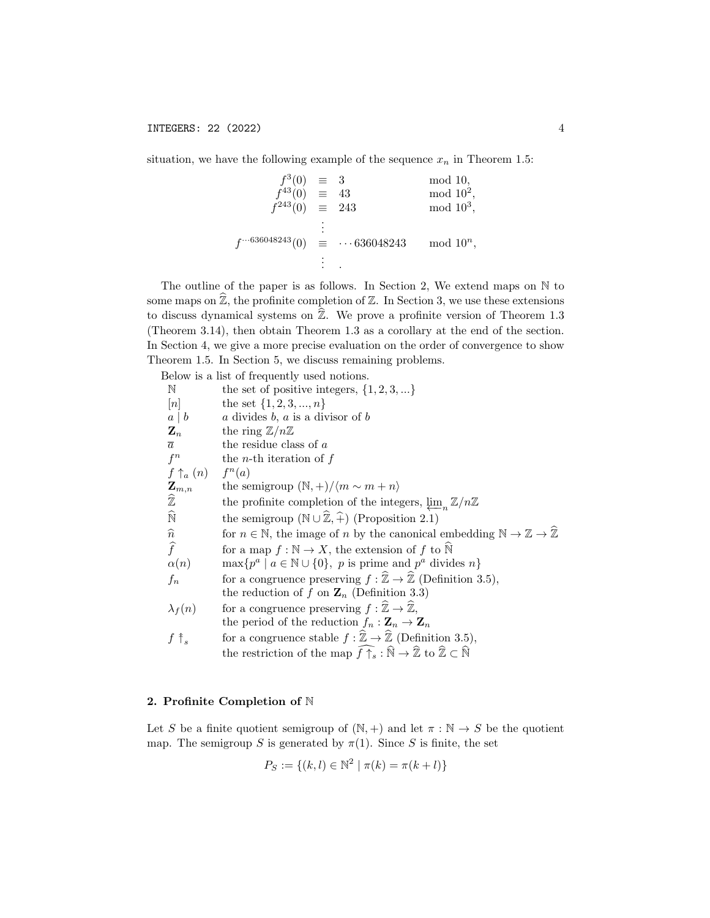situation, we have the following example of the sequence $x_n$ in Theorem 1.5:

$$
\begin{array}{rcll}
f^{3}(0) & \equiv & 3 & \mod 10, \\
f^{43}(0) & \equiv & 43 & \mod 10^2, \\
f^{243}(0) & \equiv & 243 & \mod 10^3, \\
& \vdots & & \\
f^{\cdots 636048243}(0) & \equiv & \cdots 636048243 & \mod 10^n, \\
& \vdots & . &
\end{array}
$$

The outline of the paper is as follows. In Section 2, We extend maps on $\mathbb{N}$ to some maps on $\widehat{\mathbb{Z}}$, the profinite completion of $\mathbb{Z}$. In Section 3, we use these extensions to discuss dynamical systems on $\widehat{\mathbb{Z}}$. We prove a profinite version of Theorem 1.3 (Theorem 3.14), then obtain Theorem 1.3 as a corollary at the end of the section. In Section 4, we give a more precise evaluation on the order of convergence to show Theorem 1.5. In Section 5, we discuss remaining problems.

Below is a list of frequently used notions.

| | |
|---|---|
| $\mathbb{N}$ | the set of positive integers, $\{1, 2, 3, ...\}$ |
| $[n]$ | the set $\{1, 2, 3, ..., n\}$ |
| $a \mid b$ | $a$ divides $b$, $a$ is a divisor of $b$ |
| $\mathbf{Z}_n$ | the ring $\mathbb{Z}/n\mathbb{Z}$ |
| $\overline{a}$ | the residue class of $a$ |
| $f^n$ | the $n$-th iteration of $f$ |
| $f \uparrow_a (n)$ | $f^n(a)$ |
| $\mathbf{Z}_{m,n}$ | the semigroup $(\mathbb{N}, +)/\langle m \sim m + n \rangle$ |
| $\widehat{\mathbb{Z}}$ | the profinite completion of the integers, $\varprojlim_n \mathbb{Z}/n\mathbb{Z}$ |
| $\widehat{\mathbb{N}}$ | the semigroup $(\mathbb{N} \cup \widehat{\mathbb{Z}}, \widehat{+})$ (Proposition 2.1) |
| $\widehat{n}$ | for $n \in \mathbb{N}$, the image of $n$ by the canonical embedding $\mathbb{N} \to \mathbb{Z} \to \widehat{\mathbb{Z}}$ |
| $\widehat{f}$ | for a map $f : \mathbb{N} \to X$, the extension of $f$ to $\widehat{\mathbb{N}}$ |
| $\alpha(n)$ | $\max\{p^a \mid a \in \mathbb{N} \cup \{0\},\ p$ is prime and $p^a$ divides $n\}$ |
| $f_n$ | for a congruence preserving $f : \widehat{\mathbb{Z}} \to \widehat{\mathbb{Z}}$ (Definition 3.5), the reduction of $f$ on $\mathbf{Z}_n$ (Definition 3.3) |
| $\lambda_f(n)$ | for a congruence preserving $f : \widehat{\mathbb{Z}} \to \widehat{\mathbb{Z}}$, the period of the reduction $f_n : \mathbf{Z}_n \to \mathbf{Z}_n$ |
| $f \Uparrow_s$ | for a congruence stable $f : \widehat{\mathbb{Z}} \to \widehat{\mathbb{Z}}$ (Definition 3.5), the restriction of the map $\widehat{f \uparrow_s} : \widehat{\mathbb{N}} \to \widehat{\mathbb{Z}}$ to $\widehat{\mathbb{Z}} \subset \widehat{\mathbb{N}}$ |

## 2. Profinite Completion of $\mathbb{N}$

Let $S$ be a finite quotient semigroup of $(\mathbb{N}, +)$ and let $\pi : \mathbb{N} \to S$ be the quotient map. The semigroup $S$ is generated by $\pi(1)$. Since $S$ is finite, the set

$$P_S := \{(k, l) \in \mathbb{N}^2 \mid \pi(k) = \pi(k + l)\}$$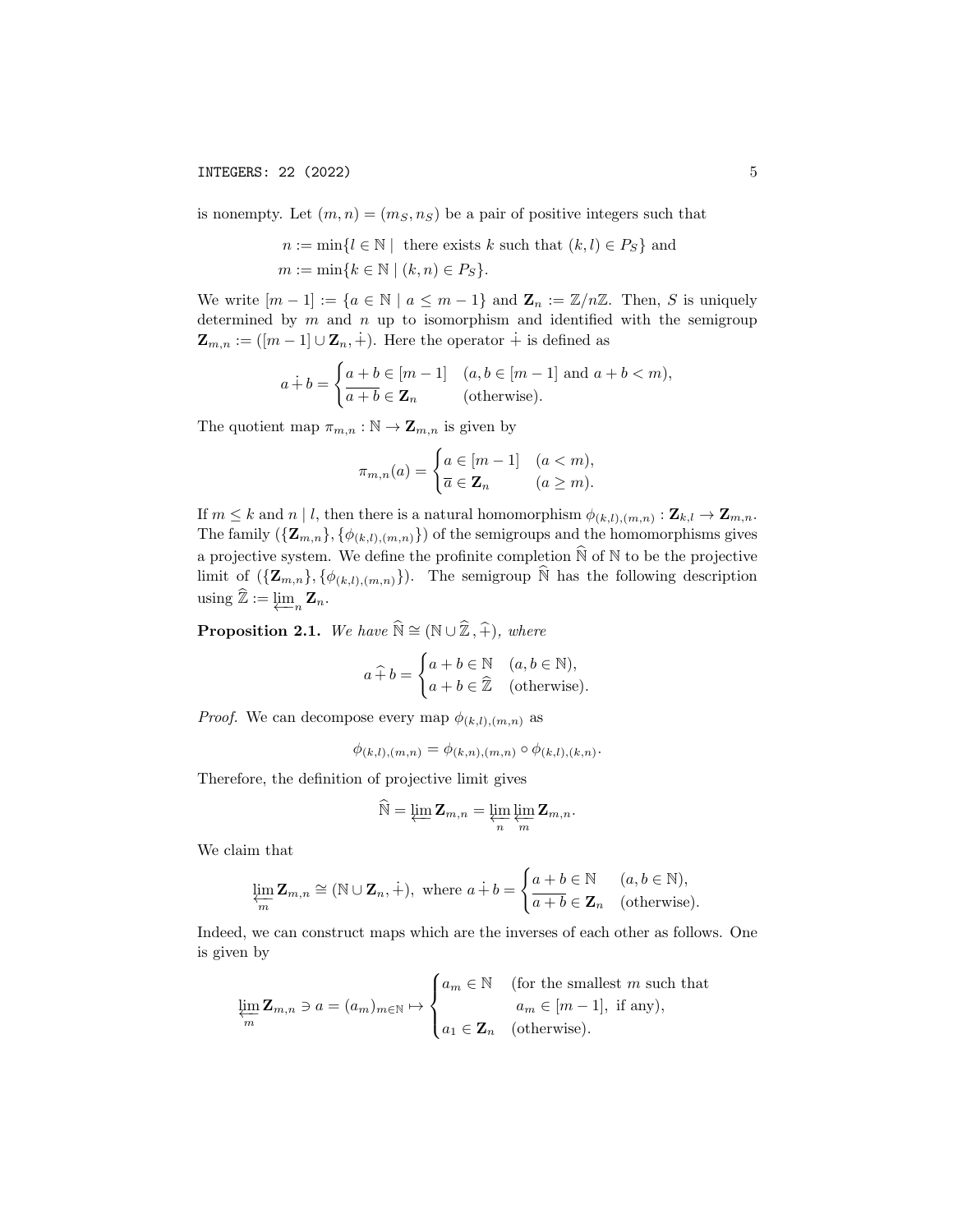is nonempty. Let $(m, n) = (m_S, n_S)$ be a pair of positive integers such that

$$n := \min\{l \in \mathbb{N} \mid \text{ there exists } k \text{ such that } (k, l) \in P_S\} \text{ and}$$
$$m := \min\{k \in \mathbb{N} \mid (k, n) \in P_S\}.$$

We write $[m-1] := \{a \in \mathbb{N} \mid a \leq m-1\}$ and $\mathbf{Z}_n := \mathbb{Z}/n\mathbb{Z}$. Then, $S$ is uniquely determined by $m$ and $n$ up to isomorphism and identified with the semigroup $\mathbf{Z}_{m,n} := ([m-1] \cup \mathbf{Z}_n, \dot{+})$. Here the operator $\dot{+}$ is defined as

$$a \dot{+} b = \begin{cases} a + b \in [m-1] & (a, b \in [m-1] \text{ and } a + b < m), \\ \overline{a+b} \in \mathbf{Z}_n & (\text{otherwise}). \end{cases}$$

The quotient map $\pi_{m,n} : \mathbb{N} \to \mathbf{Z}_{m,n}$ is given by

$$\pi_{m,n}(a) = \begin{cases} a \in [m-1] & (a < m), \\ \overline{a} \in \mathbf{Z}_n & (a \geq m). \end{cases}$$

If $m \leq k$ and $n \mid l$, then there is a natural homomorphism $\phi_{(k,l),(m,n)} : \mathbf{Z}_{k,l} \to \mathbf{Z}_{m,n}$. The family $(\{\mathbf{Z}_{m,n}\}, \{\phi_{(k,l),(m,n)}\})$ of the semigroups and the homomorphisms gives a projective system. We define the profinite completion $\widehat{\mathbb{N}}$ of $\mathbb{N}$ to be the projective limit of $(\{\mathbf{Z}_{m,n}\}, \{\phi_{(k,l),(m,n)}\})$. The semigroup $\widehat{\mathbb{N}}$ has the following description using $\widehat{\mathbb{Z}} := \varprojlim_n \mathbf{Z}_n$.

**Proposition 2.1.** *We have* $\widehat{\mathbb{N}} \cong (\mathbb{N} \cup \widehat{\mathbb{Z}}, \widehat{+})$*, where*

$$a \,\widehat{+}\, b = \begin{cases} a + b \in \mathbb{N} & (a, b \in \mathbb{N}), \\ a + b \in \widehat{\mathbb{Z}} & (\text{otherwise}). \end{cases}$$

*Proof.* We can decompose every map $\phi_{(k,l),(m,n)}$ as

$$\phi_{(k,l),(m,n)} = \phi_{(k,n),(m,n)} \circ \phi_{(k,l),(k,n)}.$$

Therefore, the definition of projective limit gives

$$\widehat{\mathbb{N}} = \varprojlim \mathbf{Z}_{m,n} = \varprojlim_{n} \varprojlim_{m} \mathbf{Z}_{m,n}.$$

We claim that

$$\varprojlim_{m} \mathbf{Z}_{m,n} \cong (\mathbb{N} \cup \mathbf{Z}_n, \dot{+}), \text{ where } a \dot{+} b = \begin{cases} a + b \in \mathbb{N} & (a, b \in \mathbb{N}), \\ \overline{a+b} \in \mathbf{Z}_n & (\text{otherwise}). \end{cases}$$

Indeed, we can construct maps which are the inverses of each other as follows. One is given by

$$\varprojlim_{m} \mathbf{Z}_{m,n} \ni a = (a_m)_{m \in \mathbb{N}} \mapsto \begin{cases} a_m \in \mathbb{N} & (\text{for the smallest } m \text{ such that} \\ & \quad a_m \in [m-1], \text{ if any}), \\ a_1 \in \mathbf{Z}_n & (\text{otherwise}). \end{cases}$$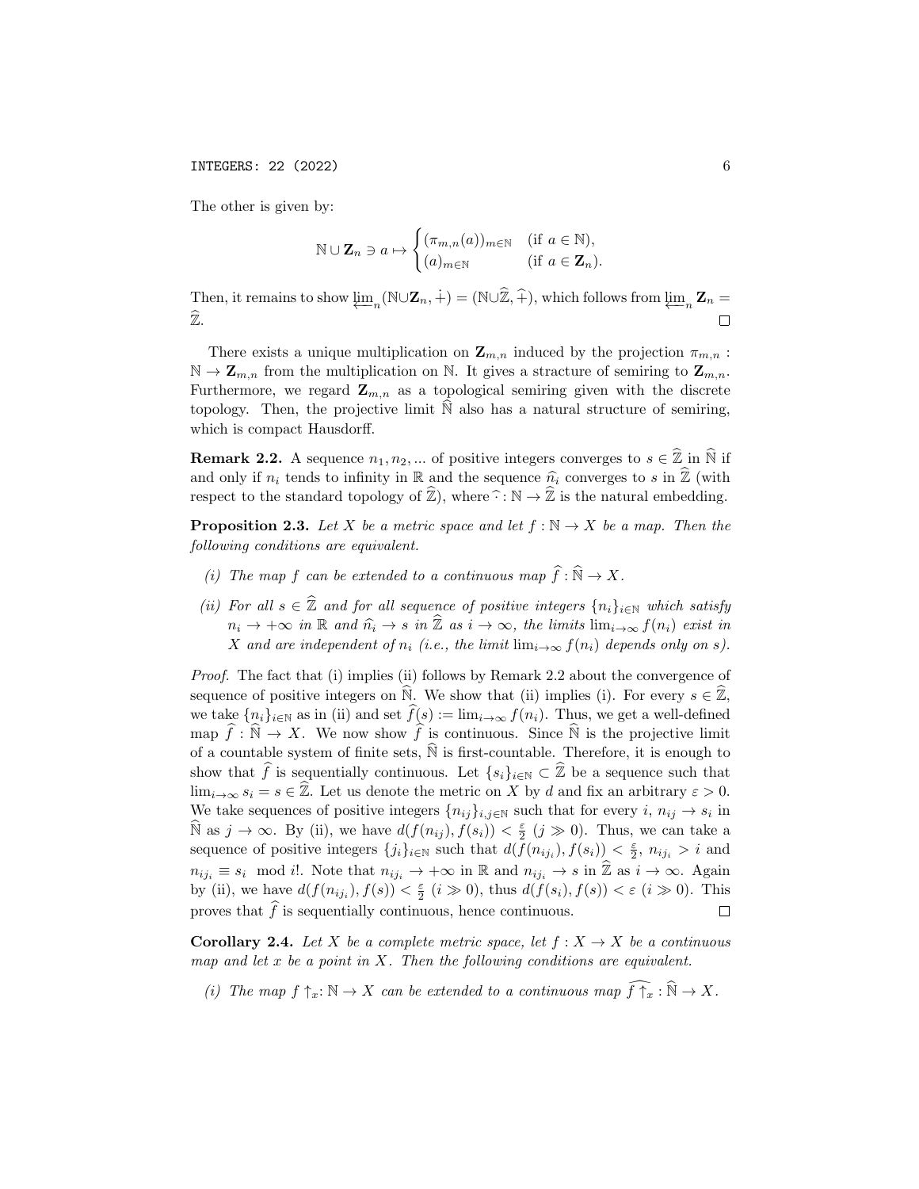The other is given by:

$$\mathbb{N} \cup \mathbf{Z}_n \ni a \mapsto \begin{cases} (\pi_{m,n}(a))_{m\in\mathbb{N}} & (\text{if } a \in \mathbb{N}), \\ (a)_{m\in\mathbb{N}} & (\text{if } a \in \mathbf{Z}_n). \end{cases}$$

Then, it remains to show $\varprojlim_n(\mathbb{N}\cup\mathbf{Z}_n, \dot{+}) = (\mathbb{N}\cup\widehat{\mathbb{Z}}, \widehat{+})$, which follows from $\varprojlim_n \mathbf{Z}_n = \widehat{\mathbb{Z}}$. $\square$

There exists a unique multiplication on $\mathbf{Z}_{m,n}$ induced by the projection $\pi_{m,n} : \mathbb{N} \to \mathbf{Z}_{m,n}$ from the multiplication on $\mathbb{N}$. It gives a stracture of semiring to $\mathbf{Z}_{m,n}$. Furthermore, we regard $\mathbf{Z}_{m,n}$ as a topological semiring given with the discrete topology. Then, the projective limit $\widehat{\mathbb{N}}$ also has a natural structure of semiring, which is compact Hausdorff.

**Remark 2.2.** A sequence $n_1, n_2, \ldots$ of positive integers converges to $s \in \widehat{\mathbb{Z}}$ in $\widehat{\mathbb{N}}$ if and only if $n_i$ tends to infinity in $\mathbb{R}$ and the sequence $\widehat{n}_i$ converges to $s$ in $\widehat{\mathbb{Z}}$ (with respect to the standard topology of $\widehat{\mathbb{Z}}$), where $\widehat{\cdot} : \mathbb{N} \to \widehat{\mathbb{Z}}$ is the natural embedding.

**Proposition 2.3.** *Let $X$ be a metric space and let $f : \mathbb{N} \to X$ be a map. Then the following conditions are equivalent.*

*(i) The map $f$ can be extended to a continuous map $\widehat{f} : \widehat{\mathbb{N}} \to X$.*

*(ii) For all $s \in \widehat{\mathbb{Z}}$ and for all sequence of positive integers $\{n_i\}_{i\in\mathbb{N}}$ which satisfy $n_i \to +\infty$ in $\mathbb{R}$ and $\widehat{n}_i \to s$ in $\widehat{\mathbb{Z}}$ as $i \to \infty$, the limits $\lim_{i\to\infty} f(n_i)$ exist in $X$ and are independent of $n_i$ (i.e., the limit $\lim_{i\to\infty} f(n_i)$ depends only on $s$).*

*Proof.* The fact that (i) implies (ii) follows by Remark 2.2 about the convergence of sequence of positive integers on $\widehat{\mathbb{N}}$. We show that (ii) implies (i). For every $s \in \widehat{\mathbb{Z}}$, we take $\{n_i\}_{i\in\mathbb{N}}$ as in (ii) and set $\widehat{f}(s) := \lim_{i\to\infty} f(n_i)$. Thus, we get a well-defined map $\widehat{f} : \widehat{\mathbb{N}} \to X$. We now show $\widehat{f}$ is continuous. Since $\widehat{\mathbb{N}}$ is the projective limit of a countable system of finite sets, $\widehat{\mathbb{N}}$ is first-countable. Therefore, it is enough to show that $\widehat{f}$ is sequentially continuous. Let $\{s_i\}_{i\in\mathbb{N}} \subset \widehat{\mathbb{Z}}$ be a sequence such that $\lim_{i\to\infty} s_i = s \in \widehat{\mathbb{Z}}$. Let us denote the metric on $X$ by $d$ and fix an arbitrary $\varepsilon > 0$. We take sequences of positive integers $\{n_{ij}\}_{i,j\in\mathbb{N}}$ such that for every $i$, $n_{ij} \to s_i$ in $\widehat{\mathbb{N}}$ as $j \to \infty$. By (ii), we have $d(f(n_{ij}), f(s_i)) < \frac{\varepsilon}{2}$ $(j \gg 0)$. Thus, we can take a sequence of positive integers $\{j_i\}_{i\in\mathbb{N}}$ such that $d(f(n_{ij_i}), f(s_i)) < \frac{\varepsilon}{2}$, $n_{ij_i} > i$ and $n_{ij_i} \equiv s_i \mod i!$. Note that $n_{ij_i} \to +\infty$ in $\mathbb{R}$ and $n_{ij_i} \to s$ in $\widehat{\mathbb{Z}}$ as $i \to \infty$. Again by (ii), we have $d(f(n_{ij_i}), f(s)) < \frac{\varepsilon}{2}$ $(i \gg 0)$, thus $d(f(s_i), f(s)) < \varepsilon$ $(i \gg 0)$. This proves that $\widehat{f}$ is sequentially continuous, hence continuous. $\square$

**Corollary 2.4.** *Let $X$ be a complete metric space, let $f : X \to X$ be a continuous map and let $x$ be a point in $X$. Then the following conditions are equivalent.*

*(i) The map $f\uparrow_x : \mathbb{N} \to X$ can be extended to a continuous map $\widehat{f\uparrow_x} : \widehat{\mathbb{N}} \to X$.*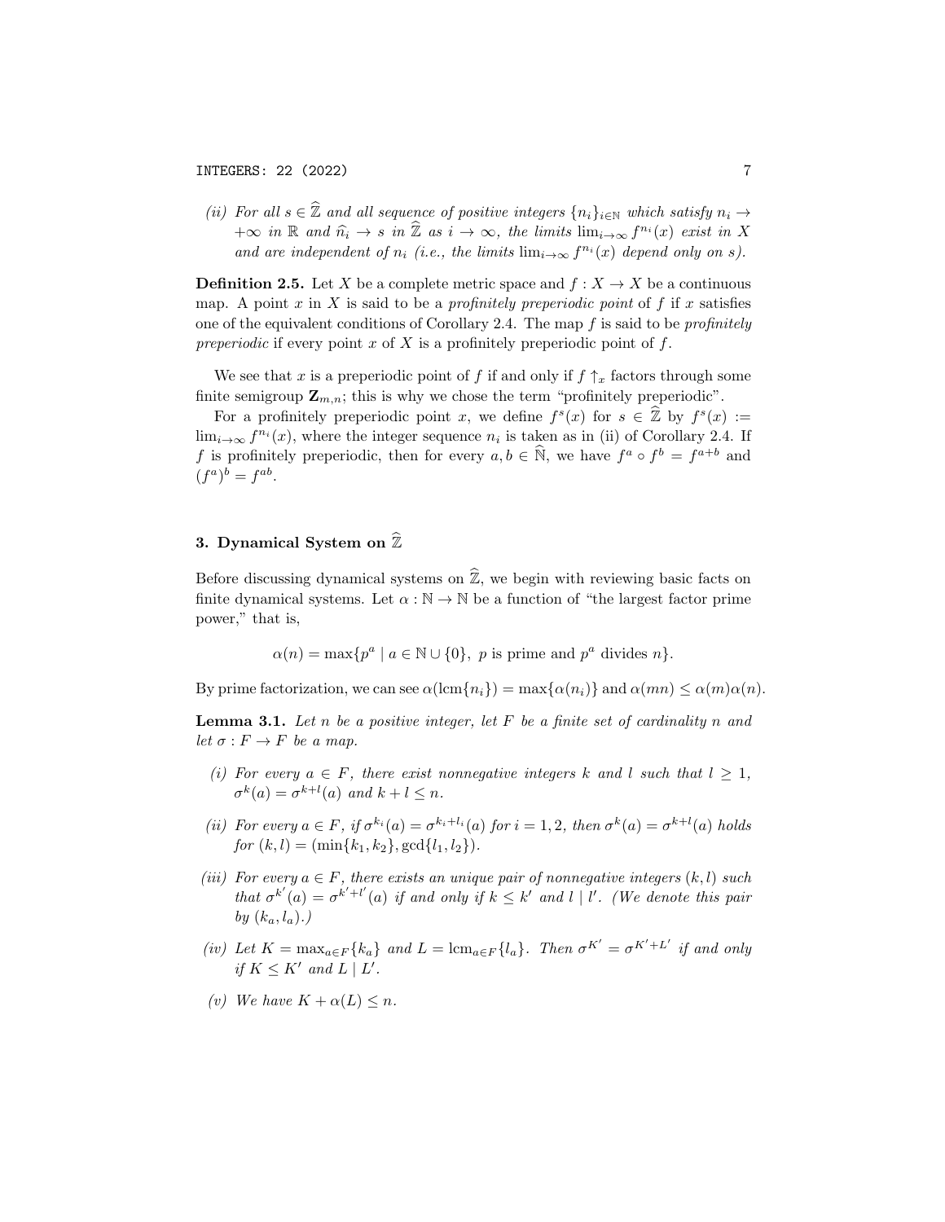(ii) *For all $s \in \widehat{\mathbb{Z}}$ and all sequence of positive integers $\{n_i\}_{i\in\mathbb{N}}$ which satisfy $n_i \to +\infty$ in $\mathbb{R}$ and $\widehat{n}_i \to s$ in $\widehat{\mathbb{Z}}$ as $i \to \infty$, the limits $\lim_{i\to\infty} f^{n_i}(x)$ exist in $X$ and are independent of $n_i$ (i.e., the limits $\lim_{i\to\infty} f^{n_i}(x)$ depend only on $s$).*

**Definition 2.5.** Let $X$ be a complete metric space and $f : X \to X$ be a continuous map. A point $x$ in $X$ is said to be a *profinitely preperiodic point* of $f$ if $x$ satisfies one of the equivalent conditions of Corollary 2.4. The map $f$ is said to be *profinitely preperiodic* if every point $x$ of $X$ is a profinitely preperiodic point of $f$.

We see that $x$ is a preperiodic point of $f$ if and only if $f \uparrow_x$ factors through some finite semigroup $\mathbf{Z}_{m,n}$; this is why we chose the term "profinitely preperiodic".

For a profinitely preperiodic point $x$, we define $f^s(x)$ for $s \in \widehat{\mathbb{Z}}$ by $f^s(x) := \lim_{i\to\infty} f^{n_i}(x)$, where the integer sequence $n_i$ is taken as in (ii) of Corollary 2.4. If $f$ is profinitely preperiodic, then for every $a, b \in \widehat{\mathbb{N}}$, we have $f^a \circ f^b = f^{a+b}$ and $(f^a)^b = f^{ab}$.

## 3. Dynamical System on $\widehat{\mathbb{Z}}$

Before discussing dynamical systems on $\widehat{\mathbb{Z}}$, we begin with reviewing basic facts on finite dynamical systems. Let $\alpha : \mathbb{N} \to \mathbb{N}$ be a function of "the largest factor prime power," that is,

$$\alpha(n) = \max\{p^a \mid a \in \mathbb{N} \cup \{0\},\ p \text{ is prime and } p^a \text{ divides } n\}.$$

By prime factorization, we can see $\alpha(\mathrm{lcm}\{n_i\}) = \max\{\alpha(n_i)\}$ and $\alpha(mn) \le \alpha(m)\alpha(n)$.

**Lemma 3.1.** *Let $n$ be a positive integer, let $F$ be a finite set of cardinality $n$ and let $\sigma : F \to F$ be a map.*

(i) *For every $a \in F$, there exist nonnegative integers $k$ and $l$ such that $l \ge 1$, $\sigma^k(a) = \sigma^{k+l}(a)$ and $k + l \le n$.*

(ii) *For every $a \in F$, if $\sigma^{k_i}(a) = \sigma^{k_i+l_i}(a)$ for $i = 1, 2$, then $\sigma^k(a) = \sigma^{k+l}(a)$ holds for $(k, l) = (\min\{k_1, k_2\}, \gcd\{l_1, l_2\})$.*

(iii) *For every $a \in F$, there exists an unique pair of nonnegative integers $(k, l)$ such that $\sigma^{k'}(a) = \sigma^{k'+l'}(a)$ if and only if $k \le k'$ and $l \mid l'$. (We denote this pair by $(k_a, l_a)$.)*

(iv) *Let $K = \max_{a\in F}\{k_a\}$ and $L = \mathrm{lcm}_{a\in F}\{l_a\}$. Then $\sigma^{K'} = \sigma^{K'+L'}$ if and only if $K \le K'$ and $L \mid L'$.*

(v) *We have $K + \alpha(L) \le n$.*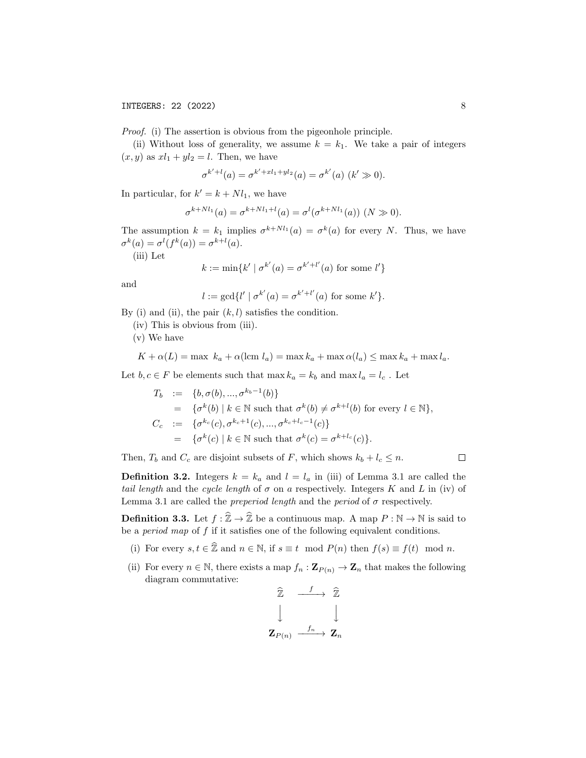*Proof.* (i) The assertion is obvious from the pigeonhole principle.

(ii) Without loss of generality, we assume $k = k_1$. We take a pair of integers $(x, y)$ as $xl_1 + yl_2 = l$. Then, we have

$$\sigma^{k'+l}(a) = \sigma^{k'+xl_1+yl_2}(a) = \sigma^{k'}(a) \ (k' \gg 0).$$

In particular, for $k' = k + Nl_1$, we have

$$\sigma^{k+Nl_1}(a) = \sigma^{k+Nl_1+l}(a) = \sigma^l(\sigma^{k+Nl_1}(a)) \ (N \gg 0).$$

The assumption $k = k_1$ implies $\sigma^{k+Nl_1}(a) = \sigma^k(a)$ for every $N$. Thus, we have $\sigma^k(a) = \sigma^l(f^k(a)) = \sigma^{k+l}(a)$.

(iii) Let

$$k := \min\{k' \mid \sigma^{k'}(a) = \sigma^{k'+l'}(a) \text{ for some } l'\}$$

and

$$l := \gcd\{l' \mid \sigma^{k'}(a) = \sigma^{k'+l'}(a) \text{ for some } k'\}.$$

By (i) and (ii), the pair $(k, l)$ satisfies the condition.

(iv) This is obvious from (iii).

(v) We have

$$K + \alpha(L) = \max\ k_a + \alpha(\operatorname{lcm} l_a) = \max k_a + \max \alpha(l_a) \leq \max k_a + \max l_a.$$

Let $b, c \in F$ be elements such that $\max k_a = k_b$ and $\max l_a = l_c$ . Let

$$\begin{aligned}
T_b &:= \{b, \sigma(b), ..., \sigma^{k_b-1}(b)\} \\
&= \{\sigma^k(b) \mid k \in \mathbb{N} \text{ such that } \sigma^k(b) \neq \sigma^{k+l}(b) \text{ for every } l \in \mathbb{N}\}, \\
C_c &:= \{\sigma^{k_c}(c), \sigma^{k_c+1}(c), ..., \sigma^{k_c+l_c-1}(c)\} \\
&= \{\sigma^k(c) \mid k \in \mathbb{N} \text{ such that } \sigma^k(c) = \sigma^{k+l_c}(c)\}.
\end{aligned}$$

Then, $T_b$ and $C_c$ are disjoint subsets of $F$, which shows $k_b + l_c \leq n$. $\square$

**Definition 3.2.** Integers $k = k_a$ and $l = l_a$ in (iii) of Lemma 3.1 are called the *tail length* and the *cycle length* of $\sigma$ on $a$ respectively. Integers $K$ and $L$ in (iv) of Lemma 3.1 are called the *preperiod length* and the *period* of $\sigma$ respectively.

**Definition 3.3.** Let $f : \widehat{\mathbb{Z}} \to \widehat{\mathbb{Z}}$ be a continuous map. A map $P : \mathbb{N} \to \mathbb{N}$ is said to be a *period map* of $f$ if it satisfies one of the following equivalent conditions.

(i) For every $s, t \in \widehat{\mathbb{Z}}$ and $n \in \mathbb{N}$, if $s \equiv t \mod P(n)$ then $f(s) \equiv f(t) \mod n$.

(ii) For every $n \in \mathbb{N}$, there exists a map $f_n : \mathbf{Z}_{P(n)} \to \mathbf{Z}_n$ that makes the following diagram commutative:

$$\begin{array}{ccc}
\widehat{\mathbb{Z}} & \xrightarrow{f} & \widehat{\mathbb{Z}} \\
\big\downarrow & & \big\downarrow \\
\mathbf{Z}_{P(n)} & \xrightarrow{f_n} & \mathbf{Z}_n
\end{array}$$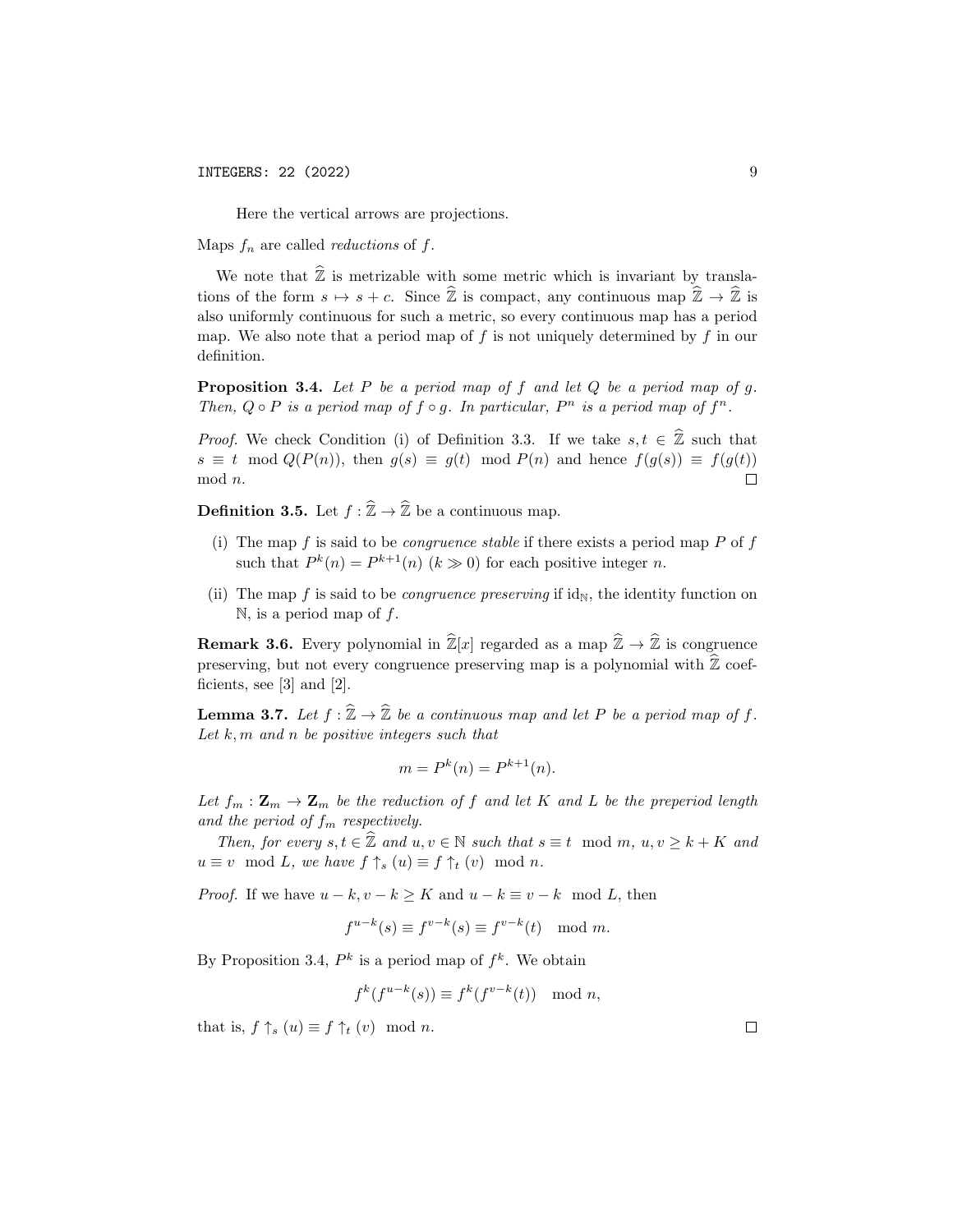Here the vertical arrows are projections.

Maps $f_n$ are called *reductions* of $f$.

We note that $\widehat{\mathbb{Z}}$ is metrizable with some metric which is invariant by translations of the form $s \mapsto s + c$. Since $\widehat{\mathbb{Z}}$ is compact, any continuous map $\widehat{\mathbb{Z}} \to \widehat{\mathbb{Z}}$ is also uniformly continuous for such a metric, so every continuous map has a period map. We also note that a period map of $f$ is not uniquely determined by $f$ in our definition.

**Proposition 3.4.** *Let $P$ be a period map of $f$ and let $Q$ be a period map of $g$. Then, $Q \circ P$ is a period map of $f \circ g$. In particular, $P^n$ is a period map of $f^n$.*

*Proof.* We check Condition (i) of Definition 3.3. If we take $s, t \in \widehat{\mathbb{Z}}$ such that $s \equiv t \mod Q(P(n))$, then $g(s) \equiv g(t) \mod P(n)$ and hence $f(g(s)) \equiv f(g(t)) \mod n$. $\square$

**Definition 3.5.** Let $f : \widehat{\mathbb{Z}} \to \widehat{\mathbb{Z}}$ be a continuous map.

(i) The map $f$ is said to be *congruence stable* if there exists a period map $P$ of $f$ such that $P^k(n) = P^{k+1}(n)$ $(k \gg 0)$ for each positive integer $n$.

(ii) The map $f$ is said to be *congruence preserving* if $\mathrm{id}_{\mathbb{N}}$, the identity function on $\mathbb{N}$, is a period map of $f$.

**Remark 3.6.** Every polynomial in $\widehat{\mathbb{Z}}[x]$ regarded as a map $\widehat{\mathbb{Z}} \to \widehat{\mathbb{Z}}$ is congruence preserving, but not every congruence preserving map is a polynomial with $\widehat{\mathbb{Z}}$ coefficients, see [3] and [2].

**Lemma 3.7.** *Let $f : \widehat{\mathbb{Z}} \to \widehat{\mathbb{Z}}$ be a continuous map and let $P$ be a period map of $f$. Let $k, m$ and $n$ be positive integers such that*

$$m = P^k(n) = P^{k+1}(n).$$

*Let $f_m : \mathbf{Z}_m \to \mathbf{Z}_m$ be the reduction of $f$ and let $K$ and $L$ be the preperiod length and the period of $f_m$ respectively.*

*Then, for every $s, t \in \widehat{\mathbb{Z}}$ and $u, v \in \mathbb{N}$ such that $s \equiv t \mod m$, $u, v \geq k + K$ and $u \equiv v \mod L$, we have $f \uparrow_s (u) \equiv f \uparrow_t (v) \mod n$.*

*Proof.* If we have $u - k, v - k \geq K$ and $u - k \equiv v - k \mod L$, then

$$f^{u-k}(s) \equiv f^{v-k}(s) \equiv f^{v-k}(t) \mod m.$$

By Proposition 3.4, $P^k$ is a period map of $f^k$. We obtain

$$f^k(f^{u-k}(s)) \equiv f^k(f^{v-k}(t)) \mod n,$$

that is, $f \uparrow_s (u) \equiv f \uparrow_t (v) \mod n$. $\square$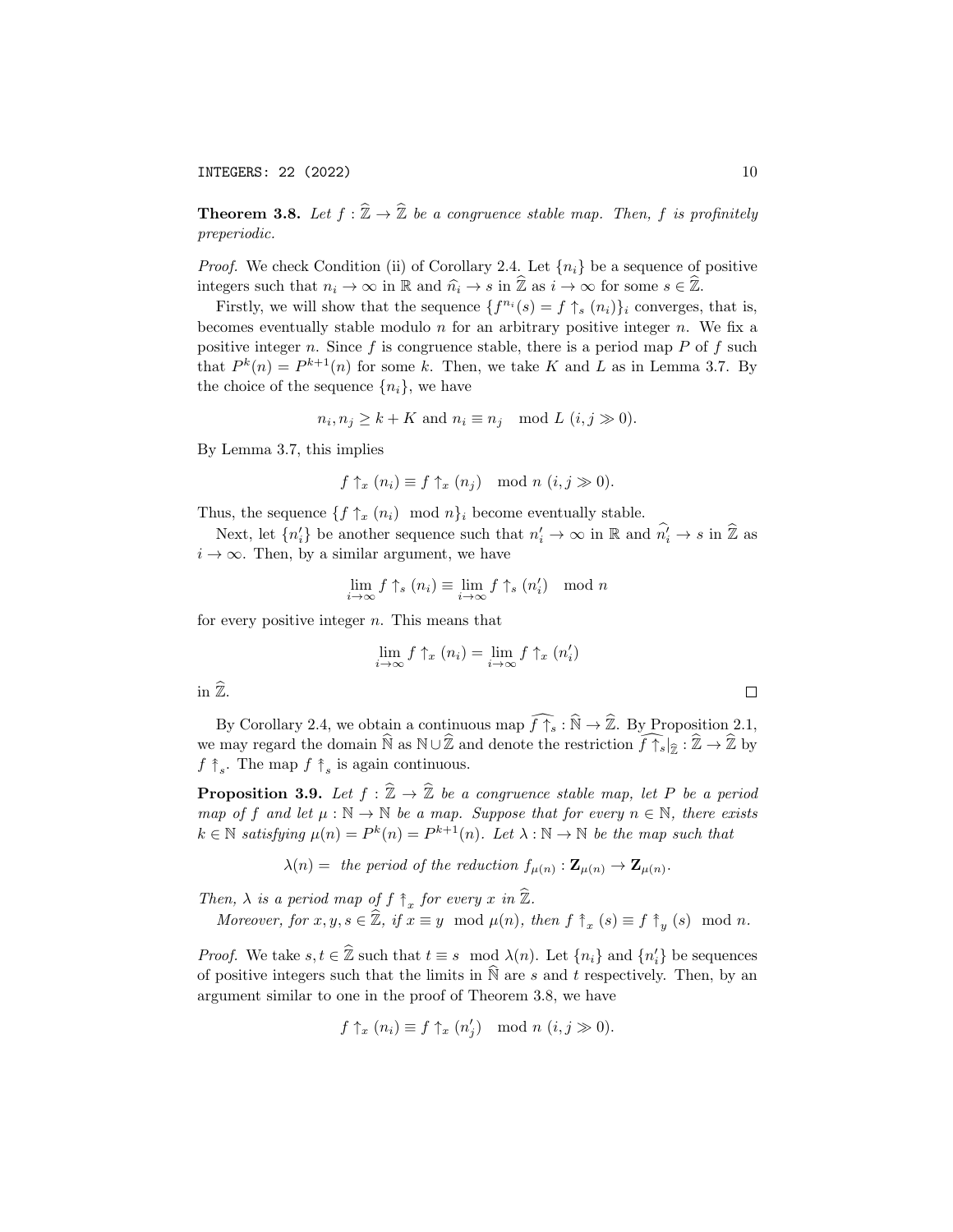**Theorem 3.8.** *Let $f : \widehat{\mathbb{Z}} \to \widehat{\mathbb{Z}}$ be a congruence stable map. Then, $f$ is profinitely preperiodic.*

*Proof.* We check Condition (ii) of Corollary 2.4. Let $\{n_i\}$ be a sequence of positive integers such that $n_i \to \infty$ in $\mathbb{R}$ and $\widehat{n_i} \to s$ in $\widehat{\mathbb{Z}}$ as $i \to \infty$ for some $s \in \widehat{\mathbb{Z}}$.

Firstly, we will show that the sequence $\{f^{n_i}(s) = f \uparrow_s (n_i)\}_i$ converges, that is, becomes eventually stable modulo $n$ for an arbitrary positive integer $n$. We fix a positive integer $n$. Since $f$ is congruence stable, there is a period map $P$ of $f$ such that $P^k(n) = P^{k+1}(n)$ for some $k$. Then, we take $K$ and $L$ as in Lemma 3.7. By the choice of the sequence $\{n_i\}$, we have

$$n_i, n_j \geq k + K \text{ and } n_i \equiv n_j \mod L \ (i, j \gg 0).$$

By Lemma 3.7, this implies

$$f \uparrow_x (n_i) \equiv f \uparrow_x (n_j) \mod n \ (i, j \gg 0).$$

Thus, the sequence $\{f \uparrow_x (n_i) \mod n\}_i$ become eventually stable.

Next, let $\{n'_i\}$ be another sequence such that $n'_i \to \infty$ in $\mathbb{R}$ and $\widehat{n'_i} \to s$ in $\widehat{\mathbb{Z}}$ as $i \to \infty$. Then, by a similar argument, we have

$$\lim_{i \to \infty} f \uparrow_s (n_i) \equiv \lim_{i \to \infty} f \uparrow_s (n'_i) \mod n$$

for every positive integer $n$. This means that

$$\lim_{i \to \infty} f \uparrow_x (n_i) = \lim_{i \to \infty} f \uparrow_x (n'_i)$$

in $\widehat{\mathbb{Z}}$. $\square$

By Corollary 2.4, we obtain a continuous map $\widehat{f \uparrow_s} : \widehat{\mathbb{N}} \to \widehat{\mathbb{Z}}$. By Proposition 2.1, we may regard the domain $\widehat{\mathbb{N}}$ as $\mathbb{N} \cup \widehat{\mathbb{Z}}$ and denote the restriction $\widehat{f \uparrow_s}|_{\widehat{\mathbb{Z}}} : \widehat{\mathbb{Z}} \to \widehat{\mathbb{Z}}$ by $f \Uparrow_s$. The map $f \Uparrow_s$ is again continuous.

**Proposition 3.9.** *Let $f : \widehat{\mathbb{Z}} \to \widehat{\mathbb{Z}}$ be a congruence stable map, let $P$ be a period map of $f$ and let $\mu : \mathbb{N} \to \mathbb{N}$ be a map. Suppose that for every $n \in \mathbb{N}$, there exists $k \in \mathbb{N}$ satisfying $\mu(n) = P^k(n) = P^{k+1}(n)$. Let $\lambda : \mathbb{N} \to \mathbb{N}$ be the map such that*

$$\lambda(n) = \text{ the period of the reduction } f_{\mu(n)} : \mathbf{Z}_{\mu(n)} \to \mathbf{Z}_{\mu(n)}.$$

*Then, $\lambda$ is a period map of $f \Uparrow_x$ for every $x$ in $\widehat{\mathbb{Z}}$.*

*Moreover, for $x, y, s \in \widehat{\mathbb{Z}}$, if $x \equiv y \mod \mu(n)$, then $f \Uparrow_x (s) \equiv f \Uparrow_y (s) \mod n$.*

*Proof.* We take $s, t \in \widehat{\mathbb{Z}}$ such that $t \equiv s \mod \lambda(n)$. Let $\{n_i\}$ and $\{n'_i\}$ be sequences of positive integers such that the limits in $\widehat{\mathbb{N}}$ are $s$ and $t$ respectively. Then, by an argument similar to one in the proof of Theorem 3.8, we have

$$f \uparrow_x (n_i) \equiv f \uparrow_x (n'_j) \mod n \ (i, j \gg 0).$$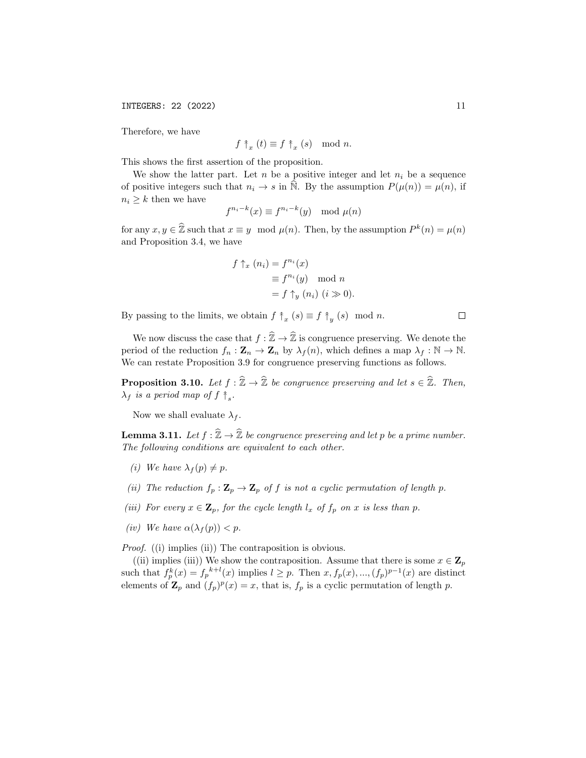Therefore, we have

$$f \Uparrow_x (t) \equiv f \Uparrow_x (s) \mod n.$$

This shows the first assertion of the proposition.

We show the latter part. Let $n$ be a positive integer and let $n_i$ be a sequence of positive integers such that $n_i \to s$ in $\widehat{\mathbb{N}}$. By the assumption $P(\mu(n)) = \mu(n)$, if $n_i \geq k$ then we have

$$f^{n_i - k}(x) \equiv f^{n_i - k}(y) \mod \mu(n)$$

for any $x, y \in \widehat{\mathbb{Z}}$ such that $x \equiv y \mod \mu(n)$. Then, by the assumption $P^k(n) = \mu(n)$ and Proposition 3.4, we have

$$\begin{aligned} f \uparrow_x (n_i) &= f^{n_i}(x) \\ &\equiv f^{n_i}(y) \mod n \\ &= f \uparrow_y (n_i) \ (i \gg 0). \end{aligned}$$

By passing to the limits, we obtain $f \Uparrow_x (s) \equiv f \Uparrow_y (s) \mod n$. □

We now discuss the case that $f : \widehat{\mathbb{Z}} \to \widehat{\mathbb{Z}}$ is congruence preserving. We denote the period of the reduction $f_n : \mathbf{Z}_n \to \mathbf{Z}_n$ by $\lambda_f(n)$, which defines a map $\lambda_f : \mathbb{N} \to \mathbb{N}$. We can restate Proposition 3.9 for congruence preserving functions as follows.

**Proposition 3.10.** *Let $f : \widehat{\mathbb{Z}} \to \widehat{\mathbb{Z}}$ be congruence preserving and let $s \in \widehat{\mathbb{Z}}$. Then, $\lambda_f$ is a period map of $f \Uparrow_s$.*

Now we shall evaluate $\lambda_f$.

**Lemma 3.11.** *Let $f : \widehat{\mathbb{Z}} \to \widehat{\mathbb{Z}}$ be congruence preserving and let $p$ be a prime number. The following conditions are equivalent to each other.*

- *(i) We have $\lambda_f(p) \neq p$.*
- *(ii) The reduction $f_p : \mathbf{Z}_p \to \mathbf{Z}_p$ of $f$ is not a cyclic permutation of length $p$.*
- *(iii) For every $x \in \mathbf{Z}_p$, for the cycle length $l_x$ of $f_p$ on $x$ is less than $p$.*
- *(iv) We have $\alpha(\lambda_f(p)) < p$.*

*Proof.* ((i) implies (ii)) The contraposition is obvious.

((ii) implies (iii)) We show the contraposition. Assume that there is some $x \in \mathbf{Z}_p$ such that $f_p^k(x) = {f_p}^{k+l}(x)$ implies $l \geq p$. Then $x, f_p(x), ..., (f_p)^{p-1}(x)$ are distinct elements of $\mathbf{Z}_p$ and $(f_p)^p(x) = x$, that is, $f_p$ is a cyclic permutation of length $p$.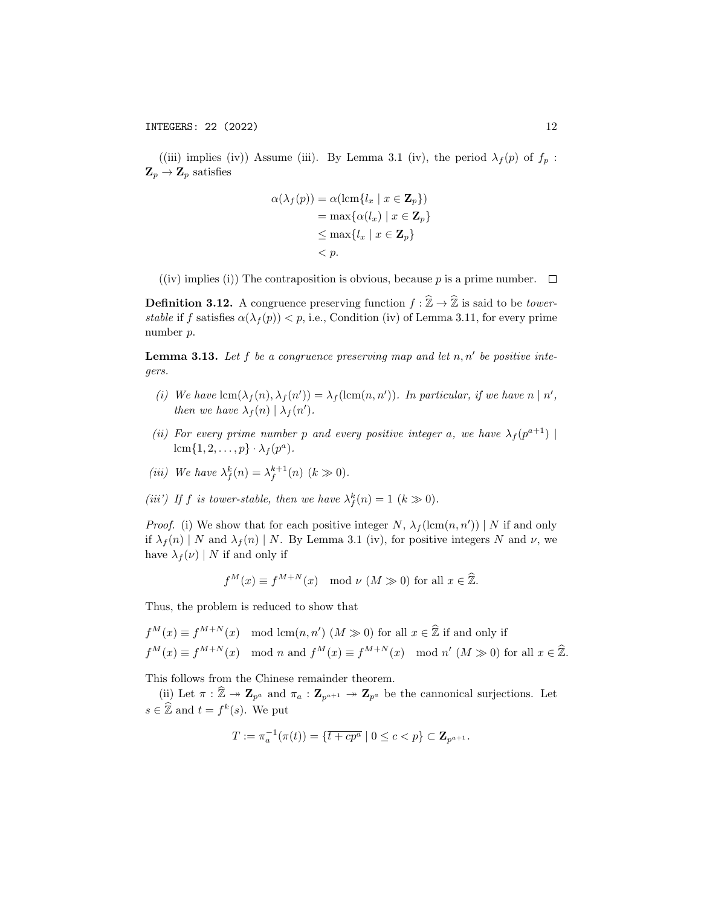((iii) implies (iv)) Assume (iii). By Lemma 3.1 (iv), the period $\lambda_f(p)$ of $f_p : \mathbf{Z}_p \to \mathbf{Z}_p$ satisfies

$$
\begin{aligned}
\alpha(\lambda_f(p)) &= \alpha(\operatorname{lcm}\{l_x \mid x \in \mathbf{Z}_p\}) \\
&= \max\{\alpha(l_x) \mid x \in \mathbf{Z}_p\} \\
&\leq \max\{l_x \mid x \in \mathbf{Z}_p\} \\
&< p.
\end{aligned}
$$

((iv) implies (i)) The contraposition is obvious, because $p$ is a prime number. $\square$

**Definition 3.12.** A congruence preserving function $f : \widehat{\mathbb{Z}} \to \widehat{\mathbb{Z}}$ is said to be *tower-stable* if $f$ satisfies $\alpha(\lambda_f(p)) < p$, i.e., Condition (iv) of Lemma 3.11, for every prime number $p$.

**Lemma 3.13.** *Let $f$ be a congruence preserving map and let $n, n'$ be positive integers.*

*(i) We have $\operatorname{lcm}(\lambda_f(n), \lambda_f(n')) = \lambda_f(\operatorname{lcm}(n, n'))$. In particular, if we have $n \mid n'$, then we have $\lambda_f(n) \mid \lambda_f(n')$.*

*(ii) For every prime number $p$ and every positive integer $a$, we have $\lambda_f(p^{a+1}) \mid \operatorname{lcm}\{1, 2, \ldots, p\} \cdot \lambda_f(p^a)$.*

*(iii) We have $\lambda_f^k(n) = \lambda_f^{k+1}(n)$ $(k \gg 0)$.*

*(iii') If $f$ is tower-stable, then we have $\lambda_f^k(n) = 1$ $(k \gg 0)$.*

*Proof.* (i) We show that for each positive integer $N$, $\lambda_f(\operatorname{lcm}(n, n')) \mid N$ if and only if $\lambda_f(n) \mid N$ and $\lambda_f(n) \mid N$. By Lemma 3.1 (iv), for positive integers $N$ and $\nu$, we have $\lambda_f(\nu) \mid N$ if and only if

$$
f^M(x) \equiv f^{M+N}(x) \mod \nu \ (M \gg 0) \text{ for all } x \in \widehat{\mathbb{Z}}.
$$

Thus, the problem is reduced to show that

$$
\begin{aligned}
&f^M(x) \equiv f^{M+N}(x) \mod \operatorname{lcm}(n, n') \ (M \gg 0) \text{ for all } x \in \widehat{\mathbb{Z}} \text{ if and only if} \\
&f^M(x) \equiv f^{M+N}(x) \mod n \text{ and } f^M(x) \equiv f^{M+N}(x) \mod n' \ (M \gg 0) \text{ for all } x \in \widehat{\mathbb{Z}}.
\end{aligned}
$$

This follows from the Chinese remainder theorem.

(ii) Let $\pi : \widehat{\mathbb{Z}} \twoheadrightarrow \mathbf{Z}_{p^a}$ and $\pi_a : \mathbf{Z}_{p^{a+1}} \twoheadrightarrow \mathbf{Z}_{p^a}$ be the cannonical surjections. Let $s \in \widehat{\mathbb{Z}}$ and $t = f^k(s)$. We put

$$
T := \pi_a^{-1}(\pi(t)) = \{\overline{t + cp^a} \mid 0 \leq c < p\} \subset \mathbf{Z}_{p^{a+1}}.
$$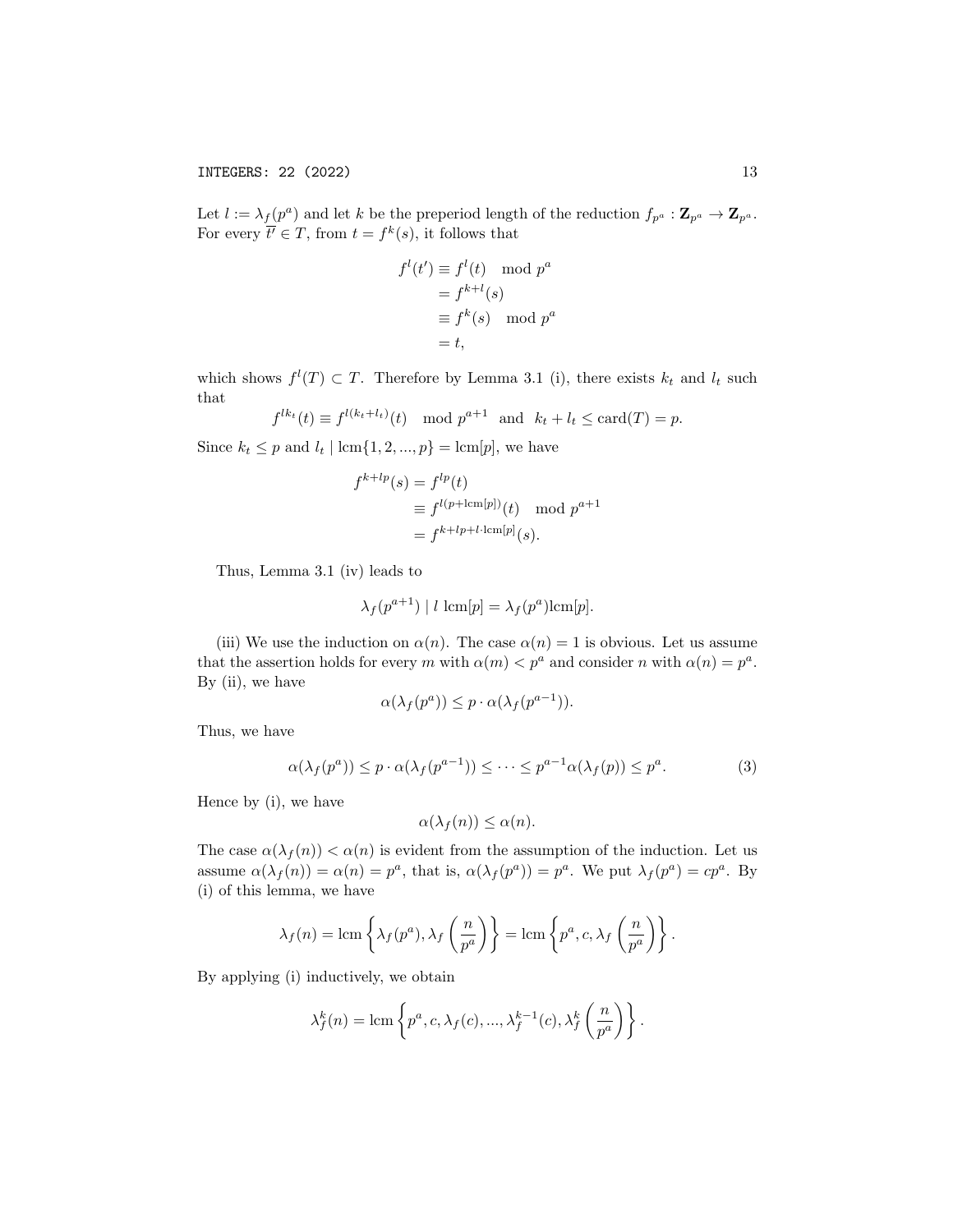Let $l := \lambda_f(p^a)$ and let $k$ be the preperiod length of the reduction $f_{p^a} : \mathbf{Z}_{p^a} \to \mathbf{Z}_{p^a}$. For every $\overline{t'} \in T$, from $t = f^k(s)$, it follows that

$$
\begin{aligned}
f^l(t') &\equiv f^l(t) \mod p^a \\
&= f^{k+l}(s) \\
&\equiv f^k(s) \mod p^a \\
&= t,
\end{aligned}
$$

which shows $f^l(T) \subset T$. Therefore by Lemma 3.1 (i), there exists $k_t$ and $l_t$ such that

$$
f^{lk_t}(t) \equiv f^{l(k_t+l_t)}(t) \mod p^{a+1} \quad \text{and} \quad k_t + l_t \leq \mathrm{card}(T) = p.
$$

Since $k_t \leq p$ and $l_t \mid \mathrm{lcm}\{1, 2, ..., p\} = \mathrm{lcm}[p]$, we have

$$
\begin{aligned}
f^{k+lp}(s) &= f^{lp}(t) \\
&\equiv f^{l(p+\mathrm{lcm}[p])}(t) \mod p^{a+1} \\
&= f^{k+lp+l\cdot\mathrm{lcm}[p]}(s).
\end{aligned}
$$

Thus, Lemma 3.1 (iv) leads to

$$
\lambda_f(p^{a+1}) \mid l \ \mathrm{lcm}[p] = \lambda_f(p^a)\mathrm{lcm}[p].
$$

(iii) We use the induction on $\alpha(n)$. The case $\alpha(n) = 1$ is obvious. Let us assume that the assertion holds for every $m$ with $\alpha(m) < p^a$ and consider $n$ with $\alpha(n) = p^a$. By (ii), we have

$$
\alpha(\lambda_f(p^a)) \leq p \cdot \alpha(\lambda_f(p^{a-1})).
$$

Thus, we have

$$
\alpha(\lambda_f(p^a)) \leq p \cdot \alpha(\lambda_f(p^{a-1})) \leq \cdots \leq p^{a-1}\alpha(\lambda_f(p)) \leq p^a. \tag{3}
$$

Hence by (i), we have

$$
\alpha(\lambda_f(n)) \leq \alpha(n).
$$

The case $\alpha(\lambda_f(n)) < \alpha(n)$ is evident from the assumption of the induction. Let us assume $\alpha(\lambda_f(n)) = \alpha(n) = p^a$, that is, $\alpha(\lambda_f(p^a)) = p^a$. We put $\lambda_f(p^a) = cp^a$. By (i) of this lemma, we have

$$
\lambda_f(n) = \mathrm{lcm}\left\{\lambda_f(p^a), \lambda_f\left(\frac{n}{p^a}\right)\right\} = \mathrm{lcm}\left\{p^a, c, \lambda_f\left(\frac{n}{p^a}\right)\right\}.
$$

By applying (i) inductively, we obtain

$$
\lambda_f^k(n) = \mathrm{lcm}\left\{p^a, c, \lambda_f(c), ..., \lambda_f^{k-1}(c), \lambda_f^k\left(\frac{n}{p^a}\right)\right\}.
$$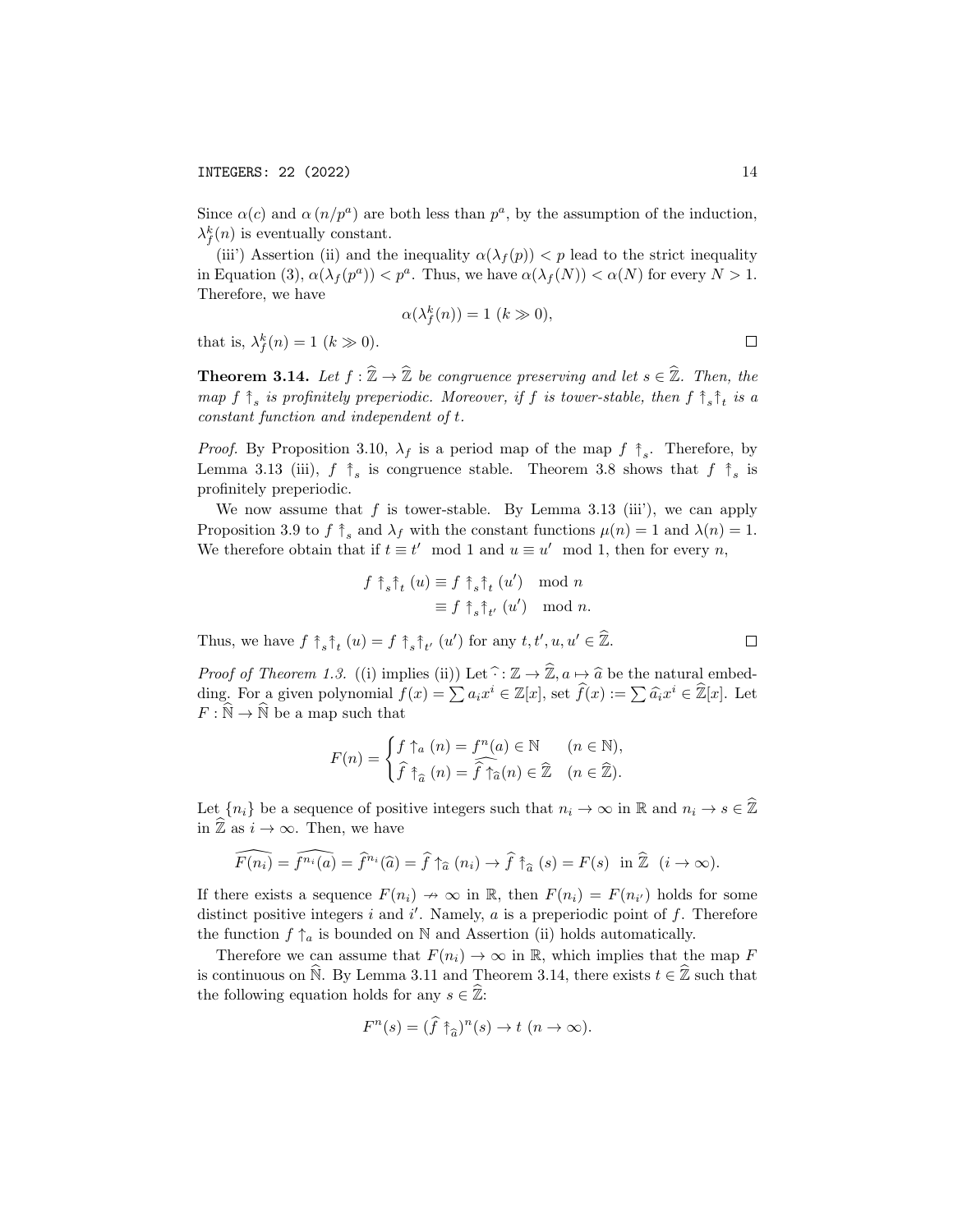Since $\alpha(c)$ and $\alpha\left(n/p^a\right)$ are both less than $p^a$, by the assumption of the induction, $\lambda_f^k(n)$ is eventually constant.

(iii') Assertion (ii) and the inequality $\alpha(\lambda_f(p)) < p$ lead to the strict inequality in Equation (3), $\alpha(\lambda_f(p^a)) < p^a$. Thus, we have $\alpha(\lambda_f(N)) < \alpha(N)$ for every $N > 1$. Therefore, we have

$$\alpha(\lambda_f^k(n)) = 1 \ (k \gg 0),$$

that is, $\lambda_f^k(n) = 1$ $(k \gg 0)$. $\square$

**Theorem 3.14.** *Let $f : \widehat{\mathbb{Z}} \to \widehat{\mathbb{Z}}$ be congruence preserving and let $s \in \widehat{\mathbb{Z}}$. Then, the map $f \uparrow_s$ is profinitely preperiodic. Moreover, if $f$ is tower-stable, then $f \uparrow_s \uparrow_t$ is a constant function and independent of $t$.*

*Proof.* By Proposition 3.10, $\lambda_f$ is a period map of the map $f \uparrow_s$. Therefore, by Lemma 3.13 (iii), $f \uparrow_s$ is congruence stable. Theorem 3.8 shows that $f \uparrow_s$ is profinitely preperiodic.

We now assume that $f$ is tower-stable. By Lemma 3.13 (iii'), we can apply Proposition 3.9 to $f \uparrow_s$ and $\lambda_f$ with the constant functions $\mu(n) = 1$ and $\lambda(n) = 1$. We therefore obtain that if $t \equiv t' \mod 1$ and $u \equiv u' \mod 1$, then for every $n$,

$$\begin{aligned} f \uparrow_s \uparrow_t (u) &\equiv f \uparrow_s \uparrow_t (u') \mod n \\ &\equiv f \uparrow_s \uparrow_{t'} (u') \mod n. \end{aligned}$$

Thus, we have $f \uparrow_s \uparrow_t (u) = f \uparrow_s \uparrow_{t'} (u')$ for any $t, t', u, u' \in \widehat{\mathbb{Z}}$. $\square$

*Proof of Theorem 1.3.* ((i) implies (ii)) Let $\widehat{\cdot} : \mathbb{Z} \to \widehat{\mathbb{Z}}, a \mapsto \widehat{a}$ be the natural embedding. For a given polynomial $f(x) = \sum a_i x^i \in \mathbb{Z}[x]$, set $\widehat{f}(x) := \sum \widehat{a}_i x^i \in \widehat{\mathbb{Z}}[x]$. Let $F : \widehat{\mathbb{N}} \to \widehat{\mathbb{N}}$ be a map such that

$$F(n) = \begin{cases} f \uparrow_a (n) = f^n(a) \in \mathbb{N} & (n \in \mathbb{N}), \\ \widehat{f} \uparrow_{\widehat{a}} (n) = \widehat{\widehat{f} \uparrow_{\widehat{a}}}(n) \in \widehat{\mathbb{Z}} & (n \in \widehat{\mathbb{Z}}). \end{cases}$$

Let $\{n_i\}$ be a sequence of positive integers such that $n_i \to \infty$ in $\mathbb{R}$ and $n_i \to s \in \widehat{\mathbb{Z}}$ in $\widehat{\mathbb{Z}}$ as $i \to \infty$. Then, we have

$$\widehat{F(n_i)} = \widehat{f^{n_i}(a)} = \widehat{f}^{n_i}(\widehat{a}) = \widehat{f} \uparrow_{\widehat{a}} (n_i) \to \widehat{f} \uparrow_{\widehat{a}} (s) = F(s) \ \text{ in } \widehat{\mathbb{Z}} \ \ (i \to \infty).$$

If there exists a sequence $F(n_i) \nrightarrow \infty$ in $\mathbb{R}$, then $F(n_i) = F(n_{i'})$ holds for some distinct positive integers $i$ and $i'$. Namely, $a$ is a preperiodic point of $f$. Therefore the function $f \uparrow_a$ is bounded on $\mathbb{N}$ and Assertion (ii) holds automatically.

Therefore we can assume that $F(n_i) \to \infty$ in $\mathbb{R}$, which implies that the map $F$ is continuous on $\widehat{\mathbb{N}}$. By Lemma 3.11 and Theorem 3.14, there exists $t \in \widehat{\mathbb{Z}}$ such that the following equation holds for any $s \in \widehat{\mathbb{Z}}$:

$$F^n(s) = (\widehat{f} \uparrow_{\widehat{a}})^n(s) \to t \ (n \to \infty).$$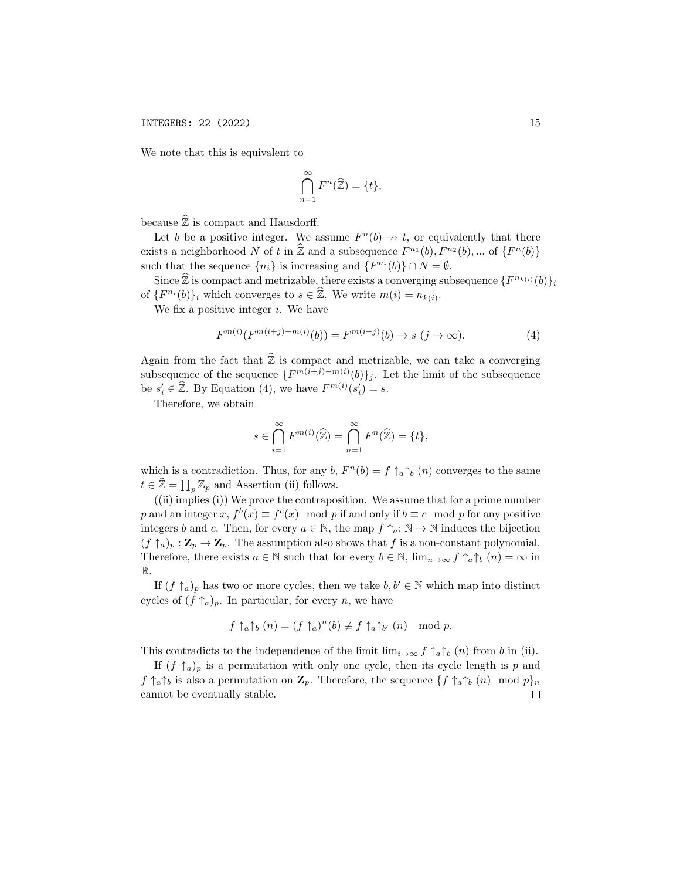We note that this is equivalent to

$$\bigcap_{n=1}^{\infty} F^n(\widehat{\mathbb{Z}}) = \{t\},$$

because $\widehat{\mathbb{Z}}$ is compact and Hausdorff.

Let $b$ be a positive integer. We assume $F^n(b) \not\to t$, or equivalently that there exists a neighborhood $N$ of $t$ in $\widehat{\mathbb{Z}}$ and a subsequence $F^{n_1}(b), F^{n_2}(b), ...$ of $\{F^n(b)\}$ such that the sequence $\{n_i\}$ is increasing and $\{F^{n_i}(b)\} \cap N = \emptyset$.

Since $\widehat{\mathbb{Z}}$ is compact and metrizable, there exists a converging subsequence $\{F^{n_{k(i)}}(b)\}_i$ of $\{F^{n_i}(b)\}_i$ which converges to $s \in \widehat{\mathbb{Z}}$. We write $m(i) = n_{k(i)}$.

We fix a positive integer $i$. We have

$$F^{m(i)}(F^{m(i+j)-m(i)}(b)) = F^{m(i+j)}(b) \to s \ (j \to \infty). \tag{4}$$

Again from the fact that $\widehat{\mathbb{Z}}$ is compact and metrizable, we can take a converging subsequence of the sequence $\{F^{m(i+j)-m(i)}(b)\}_j$. Let the limit of the subsequence be $s'_i \in \widehat{\mathbb{Z}}$. By Equation (4), we have $F^{m(i)}(s'_i) = s$.

Therefore, we obtain

$$s \in \bigcap_{i=1}^{\infty} F^{m(i)}(\widehat{\mathbb{Z}}) = \bigcap_{n=1}^{\infty} F^n(\widehat{\mathbb{Z}}) = \{t\},$$

which is a contradiction. Thus, for any $b$, $F^n(b) = f\uparrow_a\uparrow_b(n)$ converges to the same $t \in \widehat{\mathbb{Z}} = \prod_p \mathbb{Z}_p$ and Assertion (ii) follows.

((ii) implies (i)) We prove the contraposition. We assume that for a prime number $p$ and an integer $x$, $f^b(x) \equiv f^c(x) \mod p$ if and only if $b \equiv c \mod p$ for any positive integers $b$ and $c$. Then, for every $a \in \mathbb{N}$, the map $f\uparrow_a\colon \mathbb{N} \to \mathbb{N}$ induces the bijection $(f\uparrow_a)_p : \mathbf{Z}_p \to \mathbf{Z}_p$. The assumption also shows that $f$ is a non-constant polynomial. Therefore, there exists $a \in \mathbb{N}$ such that for every $b \in \mathbb{N}$, $\lim_{n\to\infty} f\uparrow_a\uparrow_b(n) = \infty$ in $\mathbb{R}$.

If $(f\uparrow_a)_p$ has two or more cycles, then we take $b, b' \in \mathbb{N}$ which map into distinct cycles of $(f\uparrow_a)_p$. In particular, for every $n$, we have

$$f\uparrow_a\uparrow_b(n) = (f\uparrow_a)^n(b) \not\equiv f\uparrow_a\uparrow_{b'}(n) \mod p.$$

This contradicts to the independence of the limit $\lim_{i\to\infty} f\uparrow_a\uparrow_b(n)$ from $b$ in (ii).

If $(f\uparrow_a)_p$ is a permutation with only one cycle, then its cycle length is $p$ and $f\uparrow_a\uparrow_b$ is also a permutation on $\mathbf{Z}_p$. Therefore, the sequence $\{f\uparrow_a\uparrow_b(n) \mod p\}_n$ cannot be eventually stable. $\square$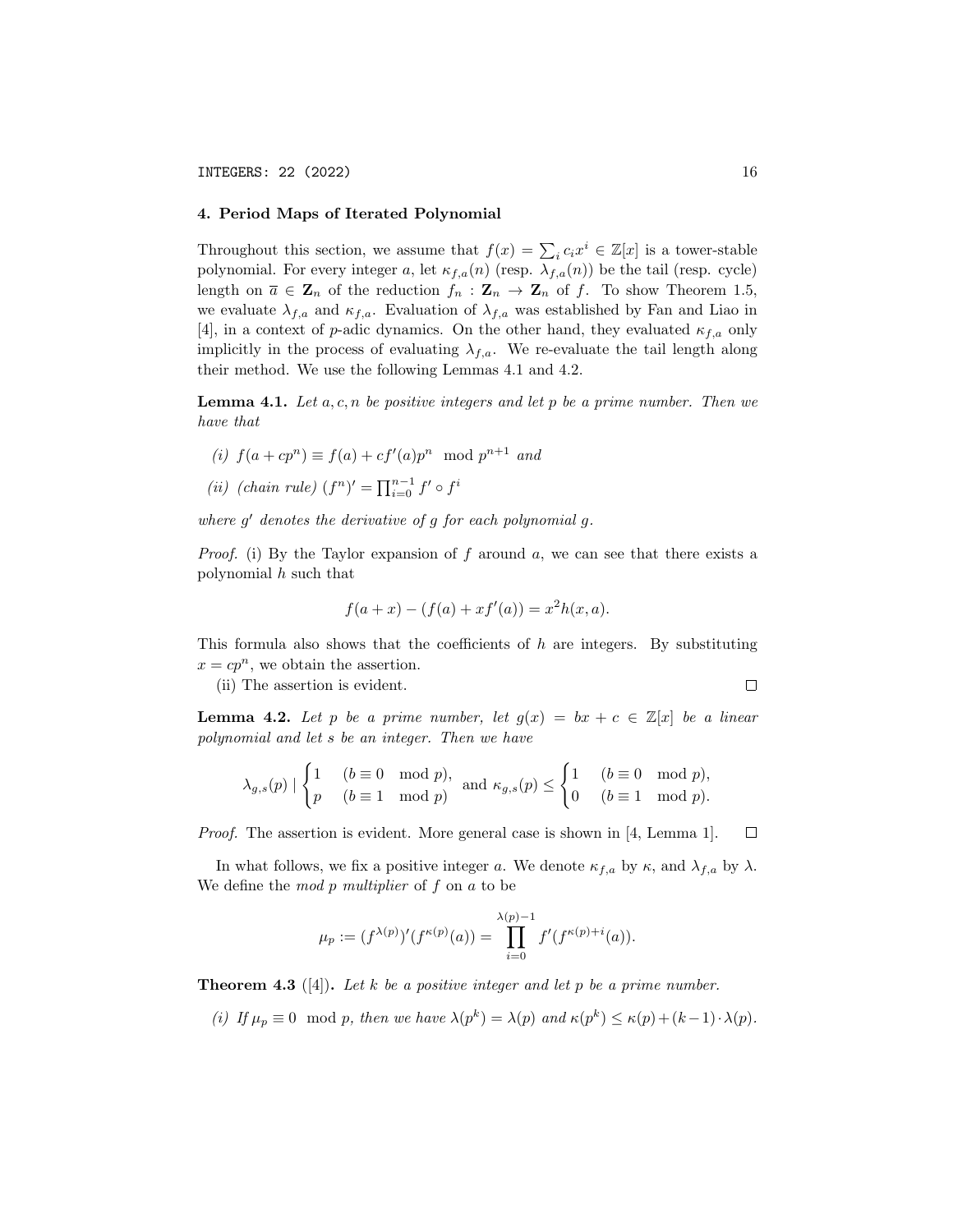## 4. Period Maps of Iterated Polynomial

Throughout this section, we assume that $f(x) = \sum_i c_i x^i \in \mathbb{Z}[x]$ is a tower-stable polynomial. For every integer $a$, let $\kappa_{f,a}(n)$ (resp. $\lambda_{f,a}(n)$) be the tail (resp. cycle) length on $\overline{a} \in \mathbf{Z}_n$ of the reduction $f_n : \mathbf{Z}_n \to \mathbf{Z}_n$ of $f$. To show Theorem 1.5, we evaluate $\lambda_{f,a}$ and $\kappa_{f,a}$. Evaluation of $\lambda_{f,a}$ was established by Fan and Liao in [4], in a context of $p$-adic dynamics. On the other hand, they evaluated $\kappa_{f,a}$ only implicitly in the process of evaluating $\lambda_{f,a}$. We re-evaluate the tail length along their method. We use the following Lemmas 4.1 and 4.2.

**Lemma 4.1.** *Let $a, c, n$ be positive integers and let $p$ be a prime number. Then we have that*

*(i) $f(a + cp^n) \equiv f(a) + cf'(a)p^n \mod p^{n+1}$ and*

*(ii) (chain rule) $(f^n)' = \prod_{i=0}^{n-1} f' \circ f^i$*

*where $g'$ denotes the derivative of $g$ for each polynomial $g$.*

*Proof.* (i) By the Taylor expansion of $f$ around $a$, we can see that there exists a polynomial $h$ such that

$$f(a + x) - (f(a) + xf'(a)) = x^2 h(x, a).$$

This formula also shows that the coefficients of $h$ are integers. By substituting $x = cp^n$, we obtain the assertion.

(ii) The assertion is evident. $\square$

**Lemma 4.2.** *Let $p$ be a prime number, let $g(x) = bx + c \in \mathbb{Z}[x]$ be a linear polynomial and let $s$ be an integer. Then we have*

$$\lambda_{g,s}(p) \mid \begin{cases} 1 & (b \equiv 0 \mod p), \\ p & (b \equiv 1 \mod p) \end{cases} \text{ and } \kappa_{g,s}(p) \leq \begin{cases} 1 & (b \equiv 0 \mod p), \\ 0 & (b \equiv 1 \mod p). \end{cases}$$

*Proof.* The assertion is evident. More general case is shown in [4, Lemma 1]. $\square$

In what follows, we fix a positive integer $a$. We denote $\kappa_{f,a}$ by $\kappa$, and $\lambda_{f,a}$ by $\lambda$. We define the *mod $p$ multiplier* of $f$ on $a$ to be

$$\mu_p := (f^{\lambda(p)})'(f^{\kappa(p)}(a)) = \prod_{i=0}^{\lambda(p)-1} f'(f^{\kappa(p)+i}(a)).$$

**Theorem 4.3** ([4]). *Let $k$ be a positive integer and let $p$ be a prime number.*

*(i) If $\mu_p \equiv 0 \mod p$, then we have $\lambda(p^k) = \lambda(p)$ and $\kappa(p^k) \leq \kappa(p) + (k-1) \cdot \lambda(p)$.*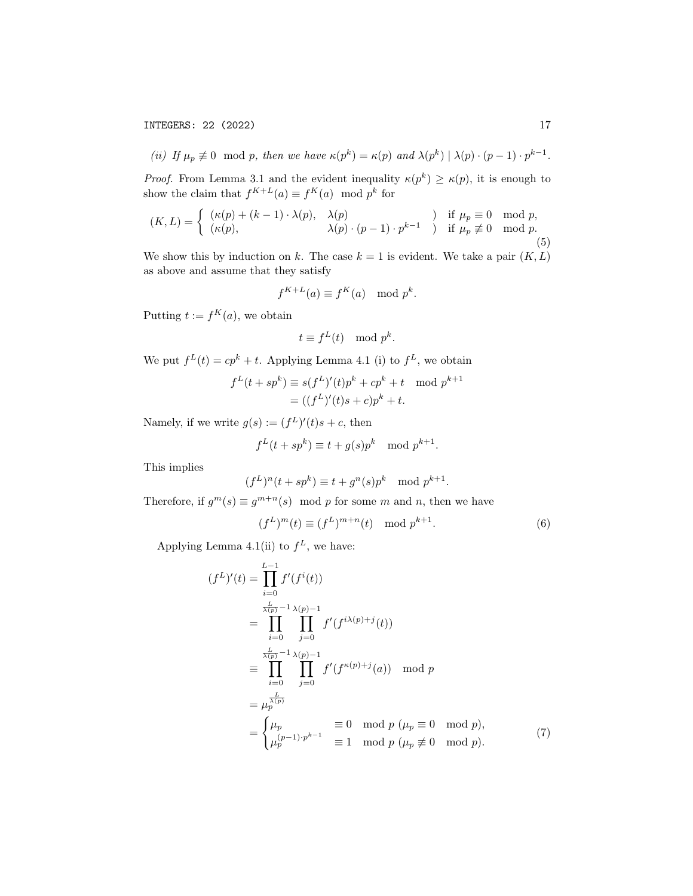*(ii) If $\mu_p \not\equiv 0 \mod p$, then we have $\kappa(p^k) = \kappa(p)$ and $\lambda(p^k) \mid \lambda(p) \cdot (p-1) \cdot p^{k-1}$.*

*Proof.* From Lemma 3.1 and the evident inequality $\kappa(p^k) \geq \kappa(p)$, it is enough to show the claim that $f^{K+L}(a) \equiv f^K(a) \mod p^k$ for

$$(K, L) = \begin{cases} (\kappa(p) + (k-1) \cdot \lambda(p), & \lambda(p) \qquad\qquad\qquad\quad ) \quad \text{if } \mu_p \equiv 0 \mod p, \\ (\kappa(p), & \lambda(p) \cdot (p-1) \cdot p^{k-1} \quad ) \quad \text{if } \mu_p \not\equiv 0 \mod p. \end{cases} \tag{5}$$

We show this by induction on $k$. The case $k = 1$ is evident. We take a pair $(K, L)$ as above and assume that they satisfy

$$f^{K+L}(a) \equiv f^K(a) \mod p^k.$$

Putting $t := f^K(a)$, we obtain

$$t \equiv f^L(t) \mod p^k.$$

We put $f^L(t) = cp^k + t$. Applying Lemma 4.1 (i) to $f^L$, we obtain

$$\begin{aligned} f^L(t + sp^k) &\equiv s(f^L)'(t)p^k + cp^k + t \mod p^{k+1} \\ &= ((f^L)'(t)s + c)p^k + t. \end{aligned}$$

Namely, if we write $g(s) := (f^L)'(t)s + c$, then

$$f^L(t + sp^k) \equiv t + g(s)p^k \mod p^{k+1}.$$

This implies

$$(f^L)^n(t + sp^k) \equiv t + g^n(s)p^k \mod p^{k+1}.$$

Therefore, if $g^m(s) \equiv g^{m+n}(s) \mod p$ for some $m$ and $n$, then we have

$$(f^L)^m(t) \equiv (f^L)^{m+n}(t) \mod p^{k+1}. \tag{6}$$

Applying Lemma 4.1(ii) to $f^L$, we have:

$$\begin{aligned} (f^L)'(t) &= \prod_{i=0}^{L-1} f'(f^i(t)) \\ &= \prod_{i=0}^{\frac{L}{\lambda(p)}-1} \prod_{j=0}^{\lambda(p)-1} f'(f^{i\lambda(p)+j}(t)) \\ &\equiv \prod_{i=0}^{\frac{L}{\lambda(p)}-1} \prod_{j=0}^{\lambda(p)-1} f'(f^{\kappa(p)+j}(a)) \mod p \\ &= \mu_p^{\frac{L}{\lambda(p)}} \\ &= \begin{cases} \mu_p & \equiv 0 \mod p \ (\mu_p \equiv 0 \mod p), \\ \mu_p^{(p-1) \cdot p^{k-1}} & \equiv 1 \mod p \ (\mu_p \not\equiv 0 \mod p). \end{cases} \end{aligned} \tag{7}$$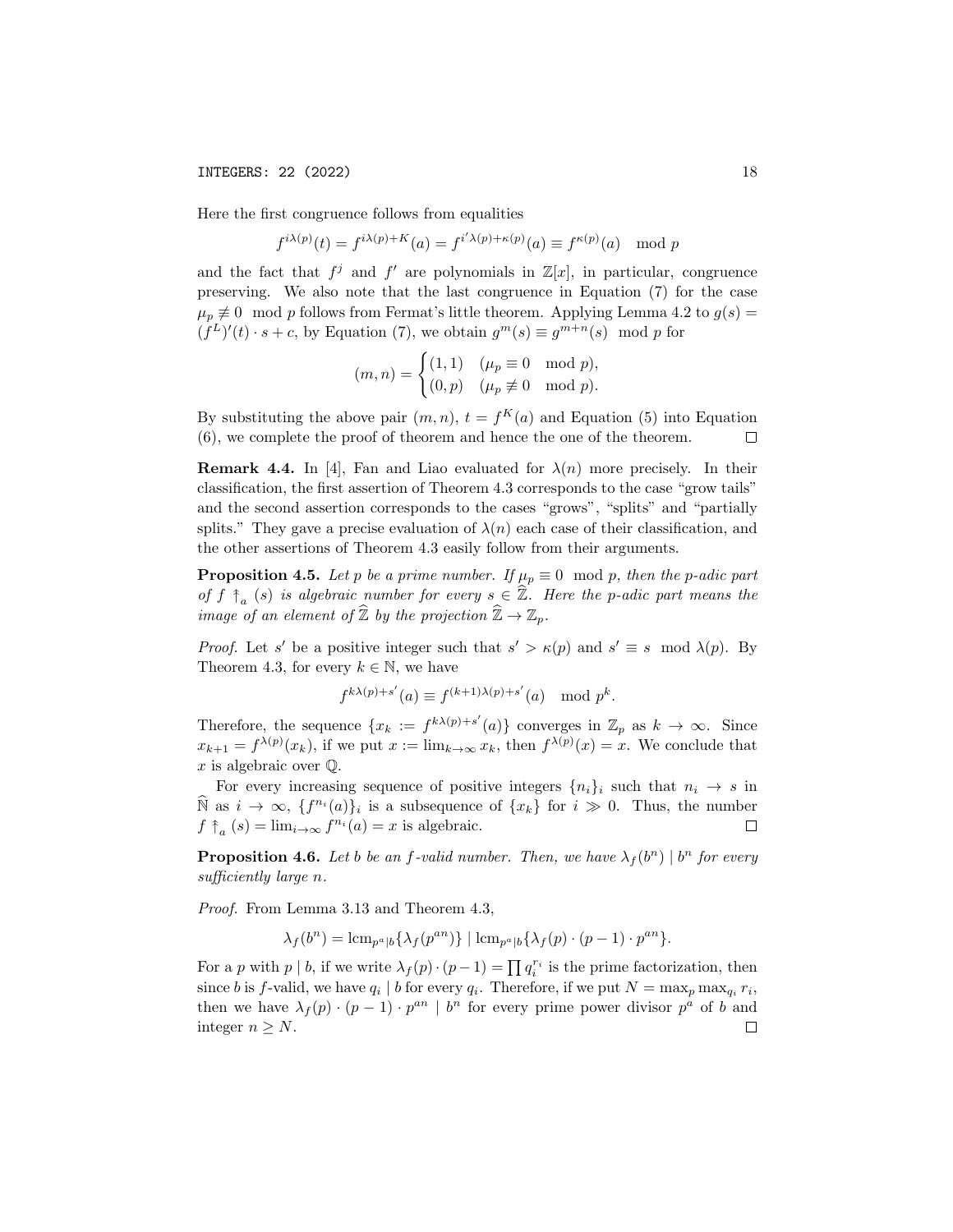Here the first congruence follows from equalities

$$f^{i\lambda(p)}(t) = f^{i\lambda(p)+K}(a) = f^{i'\lambda(p)+\kappa(p)}(a) \equiv f^{\kappa(p)}(a) \mod p$$

and the fact that $f^j$ and $f'$ are polynomials in $\mathbb{Z}[x]$, in particular, congruence preserving. We also note that the last congruence in Equation (7) for the case $\mu_p \not\equiv 0 \mod p$ follows from Fermat's little theorem. Applying Lemma 4.2 to $g(s) = (f^L)'(t) \cdot s + c$, by Equation (7), we obtain $g^m(s) \equiv g^{m+n}(s) \mod p$ for

$$(m,n) = \begin{cases} (1,1) & (\mu_p \equiv 0 \mod p), \\ (0,p) & (\mu_p \not\equiv 0 \mod p). \end{cases}$$

By substituting the above pair $(m,n)$, $t = f^K(a)$ and Equation (5) into Equation (6), we complete the proof of theorem and hence the one of the theorem. $\square$

**Remark 4.4.** In [4], Fan and Liao evaluated for $\lambda(n)$ more precisely. In their classification, the first assertion of Theorem 4.3 corresponds to the case "grow tails" and the second assertion corresponds to the cases "grows", "splits" and "partially splits." They gave a precise evaluation of $\lambda(n)$ each case of their classification, and the other assertions of Theorem 4.3 easily follow from their arguments.

**Proposition 4.5.** *Let $p$ be a prime number. If $\mu_p \equiv 0 \mod p$, then the $p$-adic part of $f \uparrow_a (s)$ is algebraic number for every $s \in \widehat{\mathbb{Z}}$. Here the $p$-adic part means the image of an element of $\widehat{\mathbb{Z}}$ by the projection $\widehat{\mathbb{Z}} \to \mathbb{Z}_p$.*

*Proof.* Let $s'$ be a positive integer such that $s' > \kappa(p)$ and $s' \equiv s \mod \lambda(p)$. By Theorem 4.3, for every $k \in \mathbb{N}$, we have

$$f^{k\lambda(p)+s'}(a) \equiv f^{(k+1)\lambda(p)+s'}(a) \mod p^k.$$

Therefore, the sequence $\{x_k := f^{k\lambda(p)+s'}(a)\}$ converges in $\mathbb{Z}_p$ as $k \to \infty$. Since $x_{k+1} = f^{\lambda(p)}(x_k)$, if we put $x := \lim_{k\to\infty} x_k$, then $f^{\lambda(p)}(x) = x$. We conclude that $x$ is algebraic over $\mathbb{Q}$.

For every increasing sequence of positive integers $\{n_i\}_i$ such that $n_i \to s$ in $\widehat{\mathbb{N}}$ as $i \to \infty$, $\{f^{n_i}(a)\}_i$ is a subsequence of $\{x_k\}$ for $i \gg 0$. Thus, the number $f \uparrow_a (s) = \lim_{i\to\infty} f^{n_i}(a) = x$ is algebraic. $\square$

**Proposition 4.6.** *Let $b$ be an $f$-valid number. Then, we have $\lambda_f(b^n) \mid b^n$ for every sufficiently large $n$.*

*Proof.* From Lemma 3.13 and Theorem 4.3,

$$\lambda_f(b^n) = \mathrm{lcm}_{p^a \mid b}\{\lambda_f(p^{an})\} \mid \mathrm{lcm}_{p^a \mid b}\{\lambda_f(p) \cdot (p-1) \cdot p^{an}\}.$$

For a $p$ with $p \mid b$, if we write $\lambda_f(p) \cdot (p-1) = \prod q_i^{r_i}$ is the prime factorization, then since $b$ is $f$-valid, we have $q_i \mid b$ for every $q_i$. Therefore, if we put $N = \max_p \max_{q_i} r_i$, then we have $\lambda_f(p) \cdot (p-1) \cdot p^{an} \mid b^n$ for every prime power divisor $p^a$ of $b$ and integer $n \geq N$. $\square$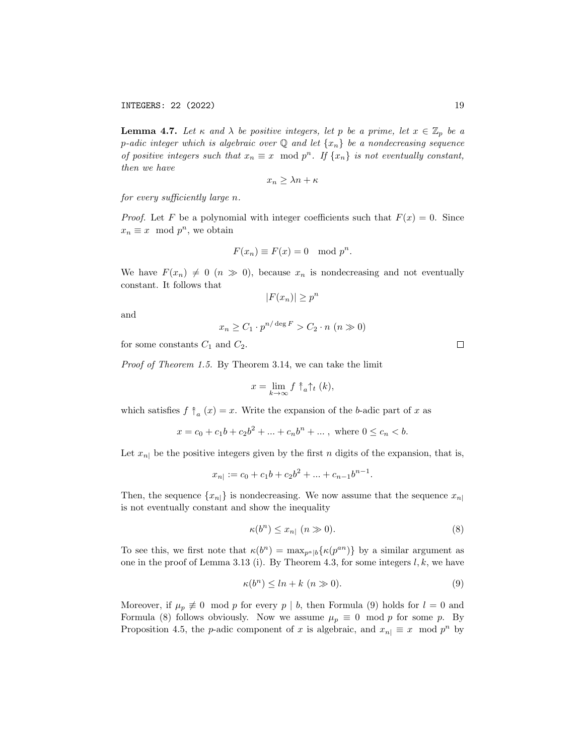**Lemma 4.7.** *Let $\kappa$ and $\lambda$ be positive integers, let $p$ be a prime, let $x \in \mathbb{Z}_p$ be a $p$-adic integer which is algebraic over $\mathbb{Q}$ and let $\{x_n\}$ be a nondecreasing sequence of positive integers such that $x_n \equiv x \mod p^n$. If $\{x_n\}$ is not eventually constant, then we have*

$$x_n \geq \lambda n + \kappa$$

*for every sufficiently large $n$.*

*Proof.* Let $F$ be a polynomial with integer coefficients such that $F(x) = 0$. Since $x_n \equiv x \mod p^n$, we obtain

$$F(x_n) \equiv F(x) = 0 \mod p^n.$$

We have $F(x_n) \neq 0$ $(n \gg 0)$, because $x_n$ is nondecreasing and not eventually constant. It follows that

$$|F(x_n)| \geq p^n$$

and

$$x_n \geq C_1 \cdot p^{n/\deg F} > C_2 \cdot n \ (n \gg 0)$$

for some constants $C_1$ and $C_2$. ∎

*Proof of Theorem 1.5.* By Theorem 3.14, we can take the limit

$$x = \lim_{k \to \infty} f \uparrow_a \uparrow_t (k),$$

which satisfies $f \uparrow_a (x) = x$. Write the expansion of the $b$-adic part of $x$ as

$$x = c_0 + c_1 b + c_2 b^2 + ... + c_n b^n + ... \ , \text{ where } 0 \leq c_n < b.$$

Let $x_{n|}$ be the positive integers given by the first $n$ digits of the expansion, that is,

$$x_{n|} := c_0 + c_1 b + c_2 b^2 + ... + c_{n-1} b^{n-1}.$$

Then, the sequence $\{x_{n|}\}$ is nondecreasing. We now assume that the sequence $x_{n|}$ is not eventually constant and show the inequality

$$\kappa(b^n) \leq x_{n|} \ (n \gg 0). \tag{8}$$

To see this, we first note that $\kappa(b^n) = \max_{p^a | b}\{\kappa(p^{an})\}$ by a similar argument as one in the proof of Lemma 3.13 (i). By Theorem 4.3, for some integers $l, k$, we have

$$\kappa(b^n) \leq ln + k \ (n \gg 0). \tag{9}$$

Moreover, if $\mu_p \not\equiv 0 \mod p$ for every $p \mid b$, then Formula (9) holds for $l = 0$ and Formula (8) follows obviously. Now we assume $\mu_p \equiv 0 \mod p$ for some $p$. By Proposition 4.5, the $p$-adic component of $x$ is algebraic, and $x_{n|} \equiv x \mod p^n$ by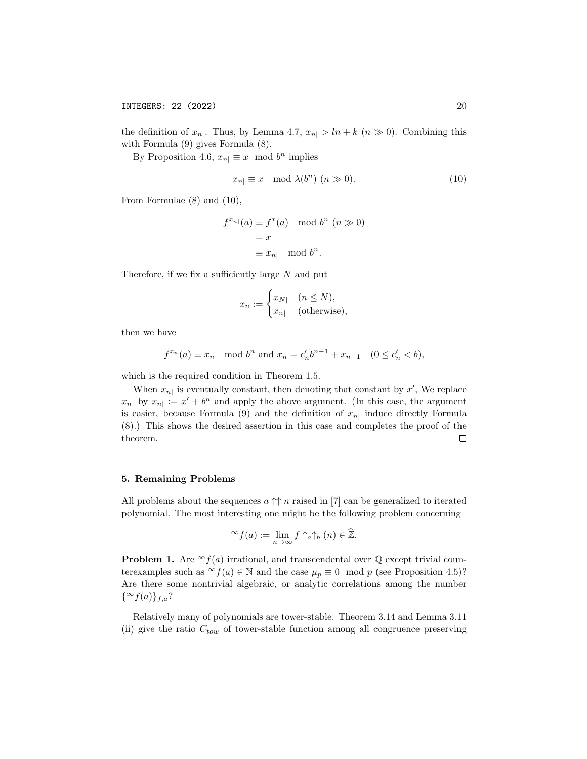the definition of $x_{n|}$. Thus, by Lemma 4.7, $x_{n|} > ln + k$ ($n \gg 0$). Combining this with Formula (9) gives Formula (8).

By Proposition 4.6, $x_{n|} \equiv x \mod b^n$ implies

$$x_{n|} \equiv x \mod \lambda(b^n) \ (n \gg 0). \tag{10}$$

From Formulae (8) and (10),

$$\begin{aligned} f^{x_{n|}}(a) &\equiv f^x(a) \mod b^n \ (n \gg 0) \\ &= x \\ &\equiv x_{n|} \mod b^n. \end{aligned}$$

Therefore, if we fix a sufficiently large $N$ and put

$$x_n := \begin{cases} x_{N|} & (n \leq N), \\ x_{n|} & \text{(otherwise)}, \end{cases}$$

then we have

$$f^{x_n}(a) \equiv x_n \mod b^n \text{ and } x_n = c'_n b^{n-1} + x_{n-1} \quad (0 \leq c'_n < b),$$

which is the required condition in Theorem 1.5.

When $x_{n|}$ is eventually constant, then denoting that constant by $x'$, We replace $x_{n|}$ by $x_{n|} := x' + b^n$ and apply the above argument. (In this case, the argument is easier, because Formula (9) and the definition of $x_{n|}$ induce directly Formula (8).) This shows the desired assertion in this case and completes the proof of the theorem. □

## 5. Remaining Problems

All problems about the sequences $a \uparrow\uparrow n$ raised in [7] can be generalized to iterated polynomial. The most interesting one might be the following problem concerning

$${}^{\infty}f(a) := \lim_{n\to\infty} f \uparrow_a\uparrow_b (n) \in \widehat{\mathbb{Z}}.$$

**Problem 1.** Are ${}^{\infty}f(a)$ irrational, and transcendental over $\mathbb{Q}$ except trivial counterexamples such as ${}^{\infty}f(a) \in \mathbb{N}$ and the case $\mu_p \equiv 0 \mod p$ (see Proposition 4.5)? Are there some nontrivial algebraic, or analytic correlations among the number $\{{}^{\infty}f(a)\}_{f,a}$?

Relatively many of polynomials are tower-stable. Theorem 3.14 and Lemma 3.11 (ii) give the ratio $C_{tow}$ of tower-stable function among all congruence preserving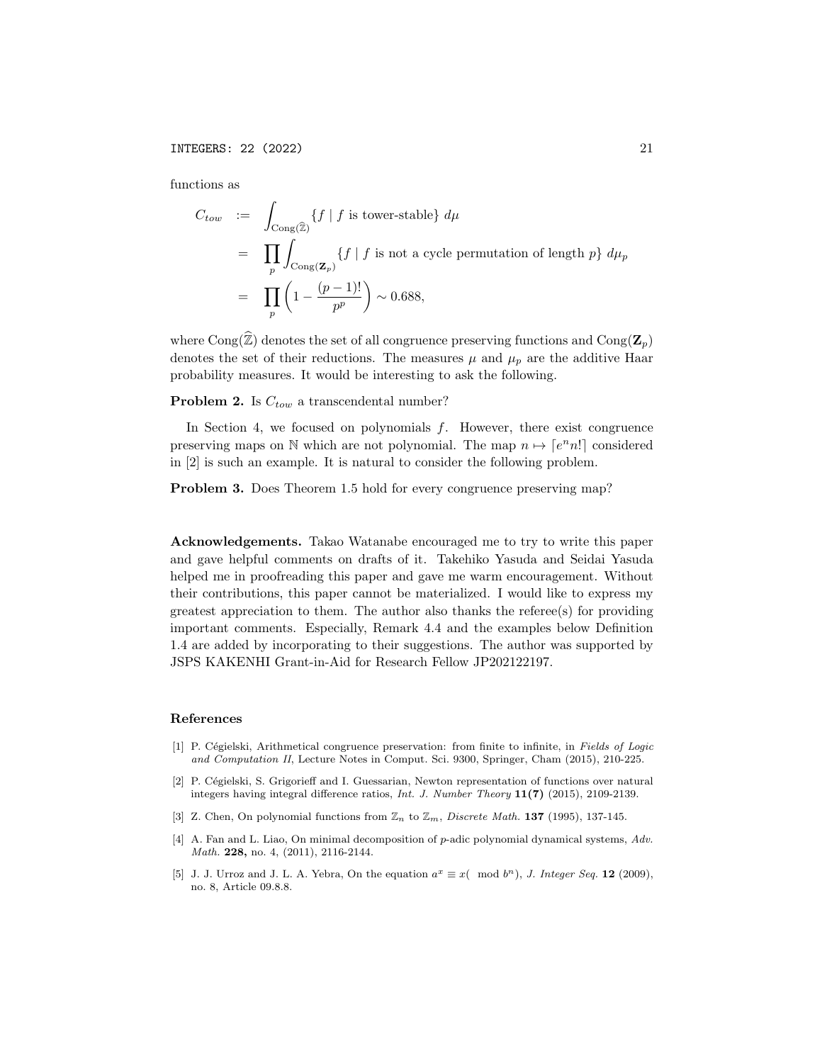functions as

$$
\begin{aligned}
C_{tow} &:= \int_{\mathrm{Cong}(\widehat{\mathbb{Z}})} \{f \mid f \text{ is tower-stable}\}\, d\mu \\
&= \prod_p \int_{\mathrm{Cong}(\mathbf{Z}_p)} \{f \mid f \text{ is not a cycle permutation of length } p\}\, d\mu_p \\
&= \prod_p \left(1 - \frac{(p-1)!}{p^p}\right) \sim 0.688,
\end{aligned}
$$

where $\mathrm{Cong}(\widehat{\mathbb{Z}})$ denotes the set of all congruence preserving functions and $\mathrm{Cong}(\mathbf{Z}_p)$ denotes the set of their reductions. The measures $\mu$ and $\mu_p$ are the additive Haar probability measures. It would be interesting to ask the following.

**Problem 2.** Is $C_{tow}$ a transcendental number?

In Section 4, we focused on polynomials $f$. However, there exist congruence preserving maps on $\mathbb{N}$ which are not polynomial. The map $n \mapsto \lceil e^n n! \rceil$ considered in [2] is such an example. It is natural to consider the following problem.

**Problem 3.** Does Theorem 1.5 hold for every congruence preserving map?

**Acknowledgements.** Takao Watanabe encouraged me to try to write this paper and gave helpful comments on drafts of it. Takehiko Yasuda and Seidai Yasuda helped me in proofreading this paper and gave me warm encouragement. Without their contributions, this paper cannot be materialized. I would like to express my greatest appreciation to them. The author also thanks the referee(s) for providing important comments. Especially, Remark 4.4 and the examples below Definition 1.4 are added by incorporating to their suggestions. The author was supported by JSPS KAKENHI Grant-in-Aid for Research Fellow JP202122197.

## References

[1] P. Cégielski, Arithmetical congruence preservation: from finite to infinite, in *Fields of Logic and Computation II*, Lecture Notes in Comput. Sci. 9300, Springer, Cham (2015), 210-225.

[2] P. Cégielski, S. Grigorieff and I. Guessarian, Newton representation of functions over natural integers having integral difference ratios, *Int. J. Number Theory* **11(7)** (2015), 2109-2139.

[3] Z. Chen, On polynomial functions from $\mathbb{Z}_n$ to $\mathbb{Z}_m$, *Discrete Math.* **137** (1995), 137-145.

[4] A. Fan and L. Liao, On minimal decomposition of $p$-adic polynomial dynamical systems, *Adv. Math.* **228,** no. 4, (2011), 2116-2144.

[5] J. J. Urroz and J. L. A. Yebra, On the equation $a^x \equiv x \pmod{b^n}$, *J. Integer Seq.* **12** (2009), no. 8, Article 09.8.8.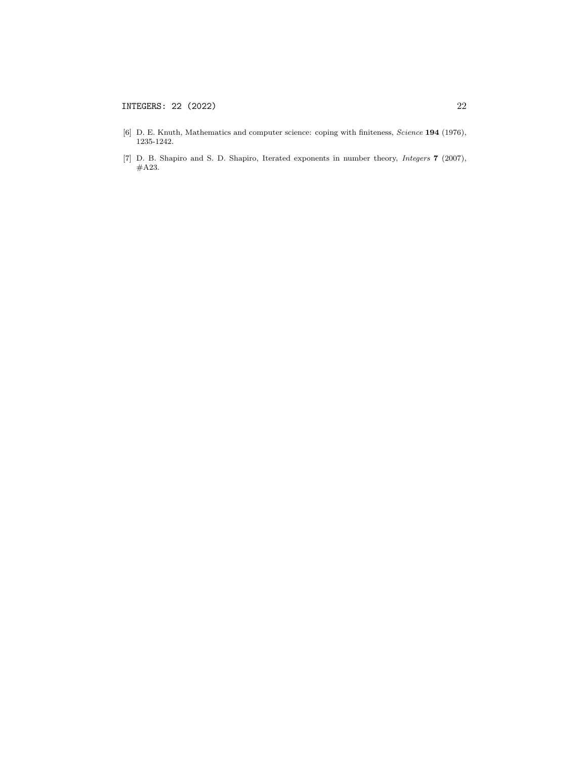[6] D. E. Knuth, Mathematics and computer science: coping with finiteness, *Science* **194** (1976), 1235-1242.

[7] D. B. Shapiro and S. D. Shapiro, Iterated exponents in number theory, *Integers* **7** (2007), #A23.